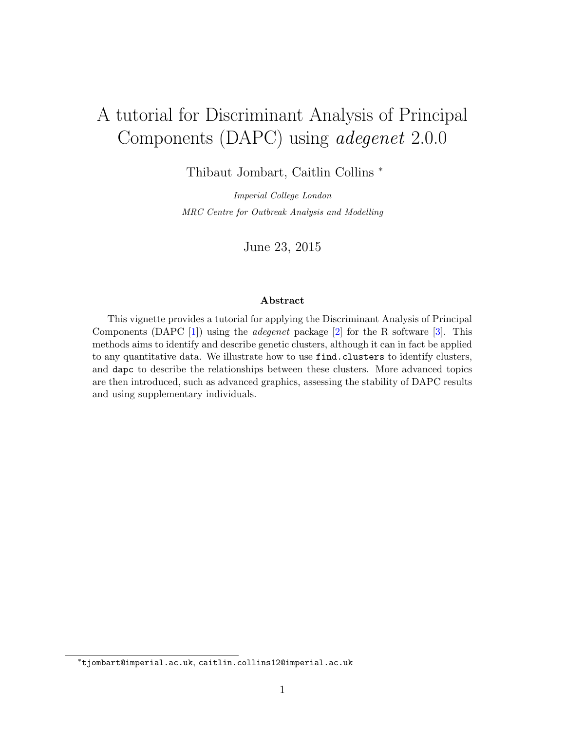# A tutorial for Discriminant Analysis of Principal Components (DAPC) using *adegenet* 2.0.0

Thibaut Jombart, Caitlin Collins *

*Imperial College London*

*MRC Centre for Outbreak Analysis and Modelling*

June 23, 2015

### Abstract

This vignette provides a tutorial for applying the Discriminant Analysis of Principal Components (DAPC [1]) using the *adegenet* package [2] for the R software [3]. This methods aims to identify and describe genetic clusters, although it can in fact be applied to any quantitative data. We illustrate how to use `find.clusters` to identify clusters, and `dapc` to describe the relationships between these clusters. More advanced topics are then introduced, such as advanced graphics, assessing the stability of DAPC results and using supplementary individuals.

---

*`tjombart@imperial.ac.uk`, `caitlin.collins12@imperial.ac.uk`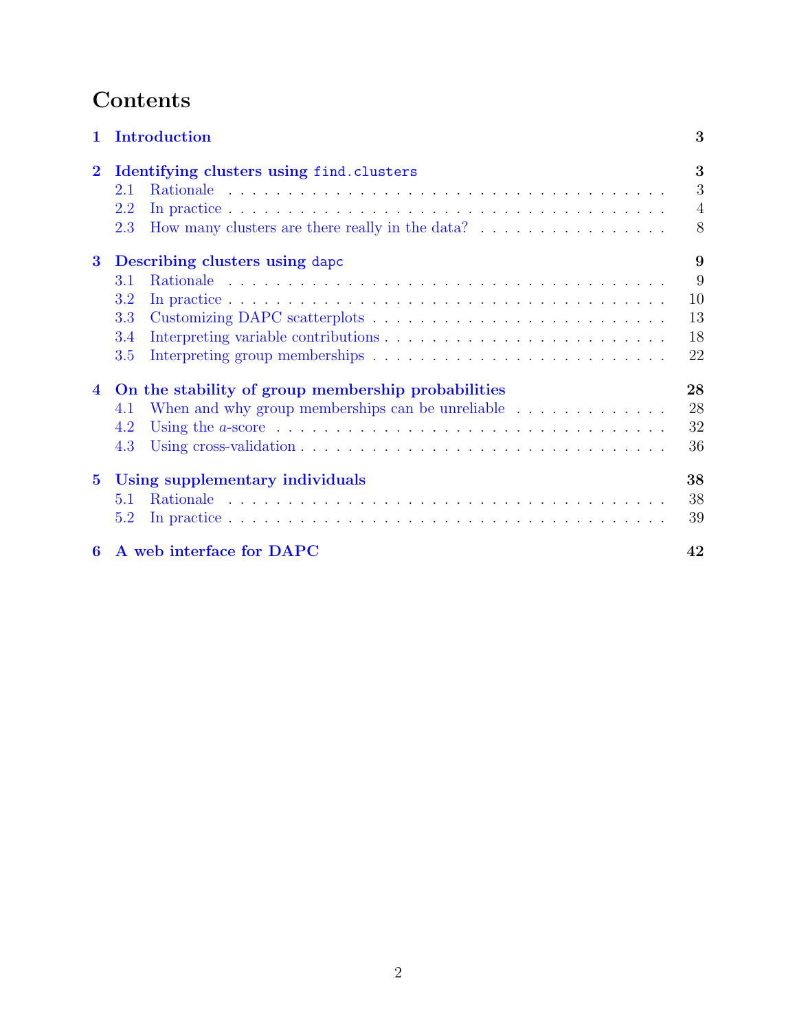# Contents

1 Introduction 3

2 Identifying clusters using `find.clusters` 3
- 2.1 Rationale . . . 3
- 2.2 In practice . . . 4
- 2.3 How many clusters are there really in the data? . . . 8

3 Describing clusters using `dapc` 9
- 3.1 Rationale . . . 9
- 3.2 In practice . . . 10
- 3.3 Customizing DAPC scatterplots . . . 13
- 3.4 Interpreting variable contributions . . . 18
- 3.5 Interpreting group memberships . . . 22

4 On the stability of group membership probabilities 28
- 4.1 When and why group memberships can be unreliable . . . 28
- 4.2 Using the $a$-score . . . 32
- 4.3 Using cross-validation . . . 36

5 Using supplementary individuals 38
- 5.1 Rationale . . . 38
- 5.2 In practice . . . 39

6 A web interface for DAPC 42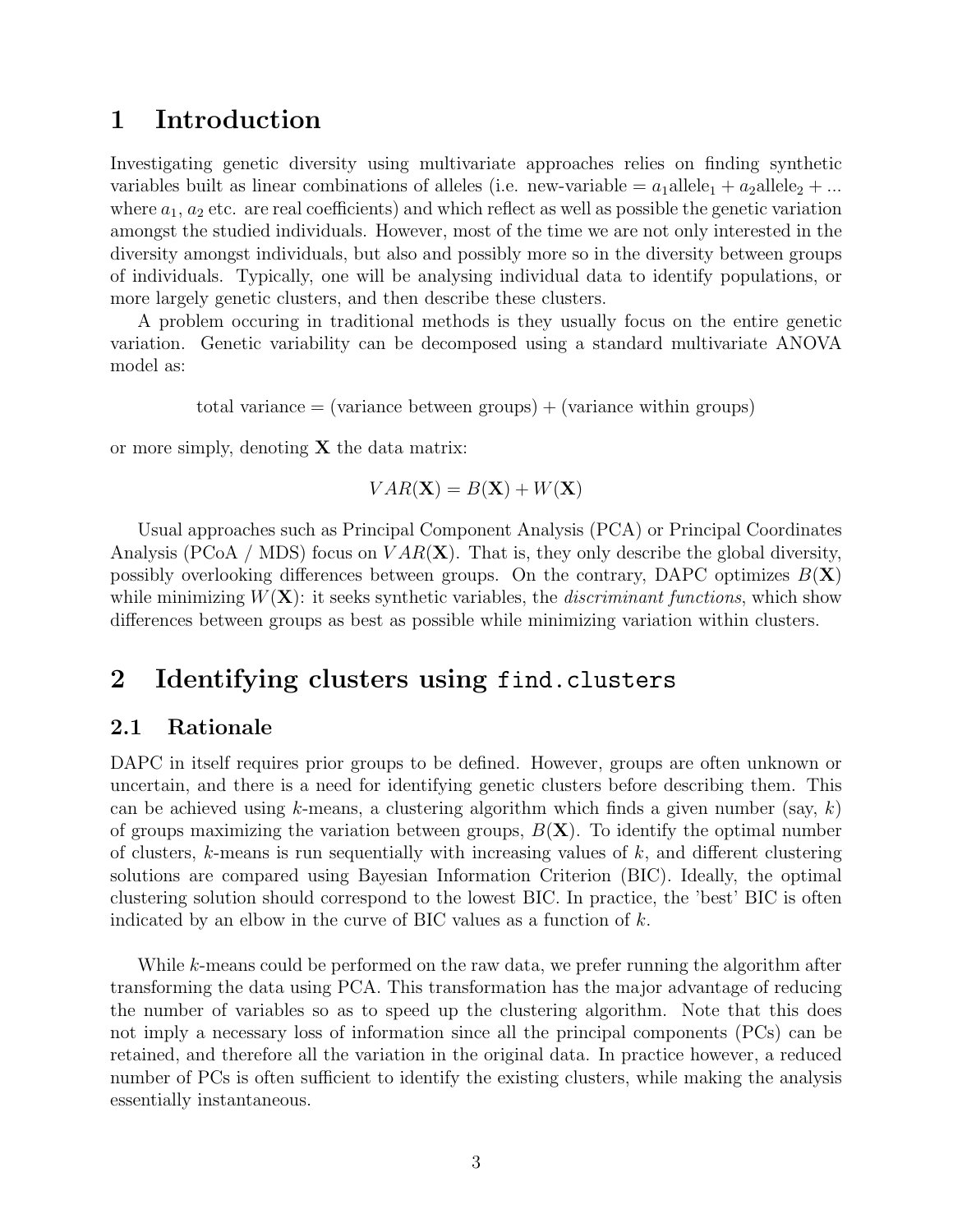# 1 Introduction

Investigating genetic diversity using multivariate approaches relies on finding synthetic variables built as linear combinations of alleles (i.e. new-variable = $a_1\text{allele}_1 + a_2\text{allele}_2 + ...$ where $a_1$, $a_2$ etc. are real coefficients) and which reflect as well as possible the genetic variation amongst the studied individuals. However, most of the time we are not only interested in the diversity amongst individuals, but also and possibly more so in the diversity between groups of individuals. Typically, one will be analysing individual data to identify populations, or more largely genetic clusters, and then describe these clusters.

A problem occuring in traditional methods is they usually focus on the entire genetic variation. Genetic variability can be decomposed using a standard multivariate ANOVA model as:

$$\text{total variance} = (\text{variance between groups}) + (\text{variance within groups})$$

or more simply, denoting $\mathbf{X}$ the data matrix:

$$VAR(\mathbf{X}) = B(\mathbf{X}) + W(\mathbf{X})$$

Usual approaches such as Principal Component Analysis (PCA) or Principal Coordinates Analysis (PCoA / MDS) focus on $VAR(\mathbf{X})$. That is, they only describe the global diversity, possibly overlooking differences between groups. On the contrary, DAPC optimizes $B(\mathbf{X})$ while minimizing $W(\mathbf{X})$: it seeks synthetic variables, the *discriminant functions*, which show differences between groups as best as possible while minimizing variation within clusters.

# 2 Identifying clusters using `find.clusters`

## 2.1 Rationale

DAPC in itself requires prior groups to be defined. However, groups are often unknown or uncertain, and there is a need for identifying genetic clusters before describing them. This can be achieved using $k$-means, a clustering algorithm which finds a given number (say, $k$) of groups maximizing the variation between groups, $B(\mathbf{X})$. To identify the optimal number of clusters, $k$-means is run sequentially with increasing values of $k$, and different clustering solutions are compared using Bayesian Information Criterion (BIC). Ideally, the optimal clustering solution should correspond to the lowest BIC. In practice, the 'best' BIC is often indicated by an elbow in the curve of BIC values as a function of $k$.

While $k$-means could be performed on the raw data, we prefer running the algorithm after transforming the data using PCA. This transformation has the major advantage of reducing the number of variables so as to speed up the clustering algorithm. Note that this does not imply a necessary loss of information since all the principal components (PCs) can be retained, and therefore all the variation in the original data. In practice however, a reduced number of PCs is often sufficient to identify the existing clusters, while making the analysis essentially instantaneous.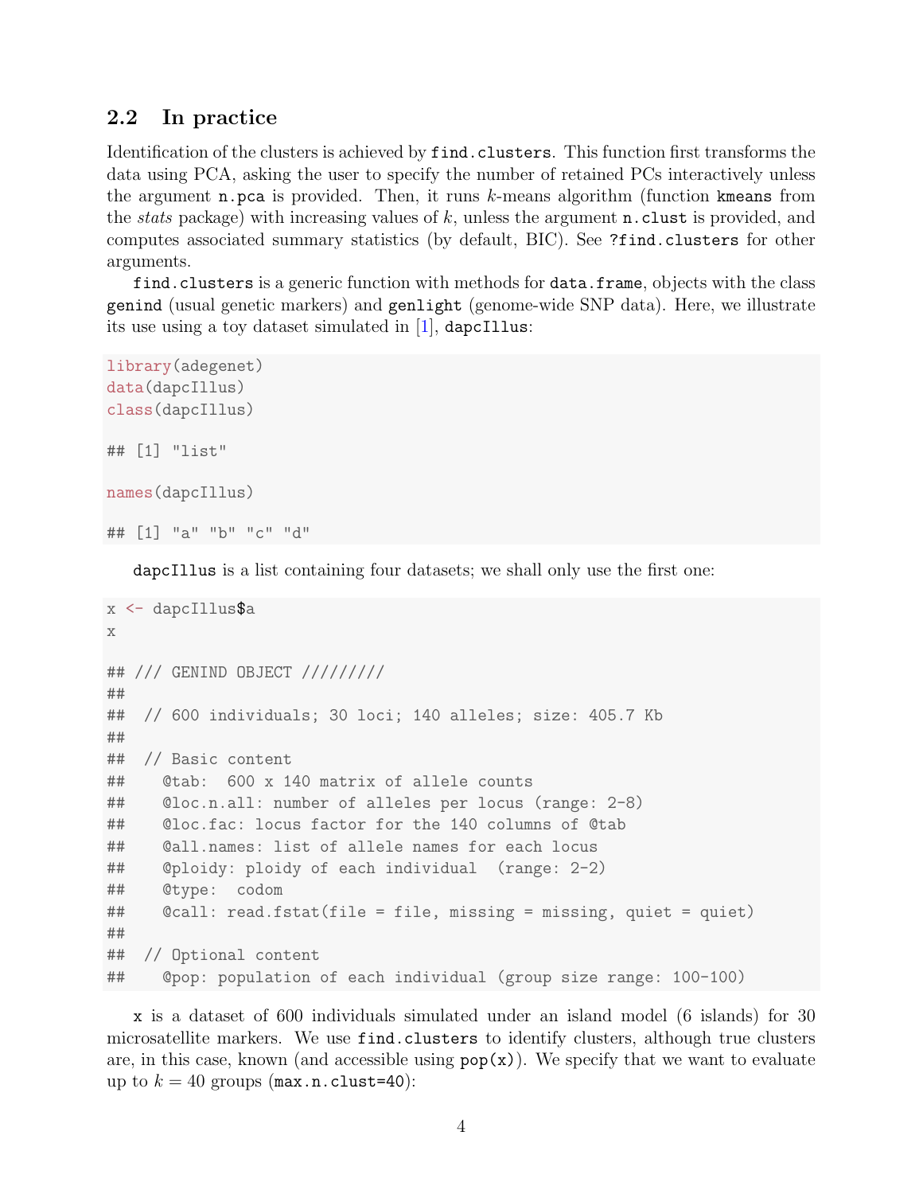## 2.2 In practice

Identification of the clusters is achieved by `find.clusters`. This function first transforms the data using PCA, asking the user to specify the number of retained PCs interactively unless the argument `n.pca` is provided. Then, it runs $k$-means algorithm (function `kmeans` from the *stats* package) with increasing values of $k$, unless the argument `n.clust` is provided, and computes associated summary statistics (by default, BIC). See `?find.clusters` for other arguments.

`find.clusters` is a generic function with methods for `data.frame`, objects with the class `genind` (usual genetic markers) and `genlight` (genome-wide SNP data). Here, we illustrate its use using a toy dataset simulated in [1], `dapcIllus`:

```
library(adegenet)
data(dapcIllus)
class(dapcIllus)

## [1] "list"

names(dapcIllus)

## [1] "a" "b" "c" "d"
```

`dapcIllus` is a list containing four datasets; we shall only use the first one:

```
x <- dapcIllus$a
x

## /// GENIND OBJECT /////////
##
##  // 600 individuals; 30 loci; 140 alleles; size: 405.7 Kb
##
##  // Basic content
##    @tab:  600 x 140 matrix of allele counts
##    @loc.n.all: number of alleles per locus (range: 2-8)
##    @loc.fac: locus factor for the 140 columns of @tab
##    @all.names: list of allele names for each locus
##    @ploidy: ploidy of each individual  (range: 2-2)
##    @type:  codom
##    @call: read.fstat(file = file, missing = missing, quiet = quiet)
##
##  // Optional content
##    @pop: population of each individual (group size range: 100-100)
```

`x` is a dataset of 600 individuals simulated under an island model (6 islands) for 30 microsatellite markers. We use `find.clusters` to identify clusters, although true clusters are, in this case, known (and accessible using `pop(x)`). We specify that we want to evaluate up to $k = 40$ groups (`max.n.clust=40`):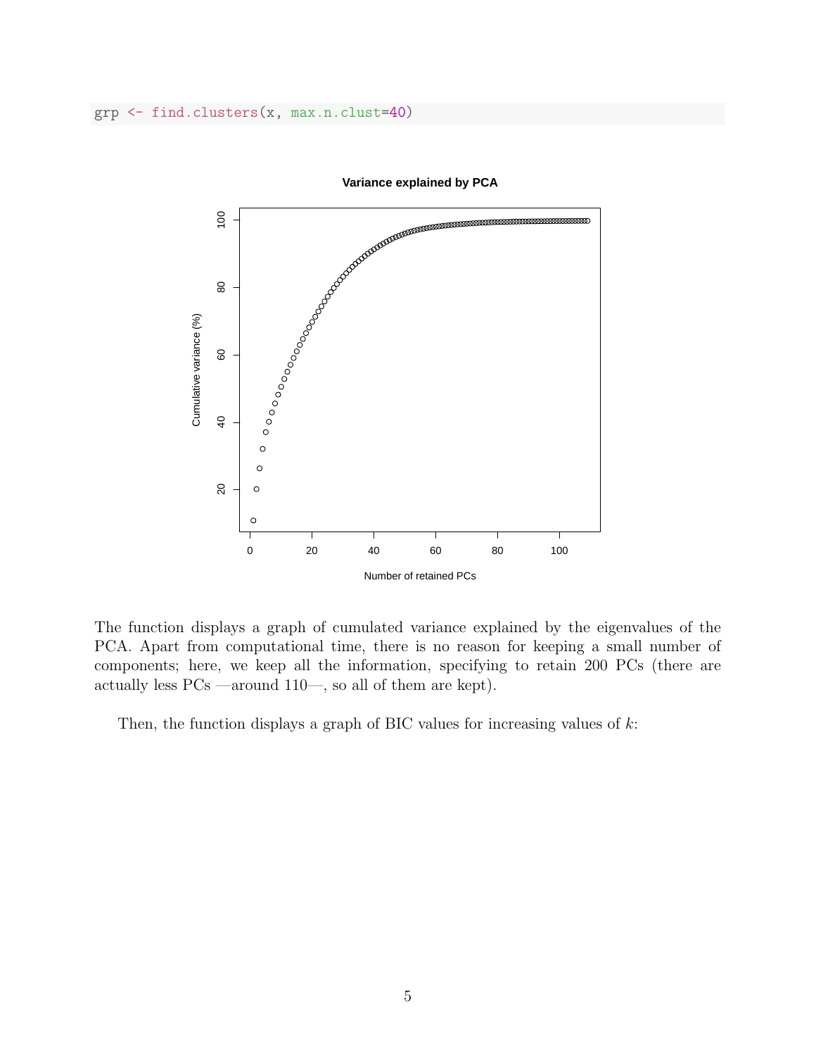```
grp <- find.clusters(x, max.n.clust=40)
```

The function displays a graph of cumulated variance explained by the eigenvalues of the PCA. Apart from computational time, there is no reason for keeping a small number of components; here, we keep all the information, specifying to retain 200 PCs (there are actually less PCs —around 110—, so all of them are kept).

Then, the function displays a graph of BIC values for increasing values of $k$: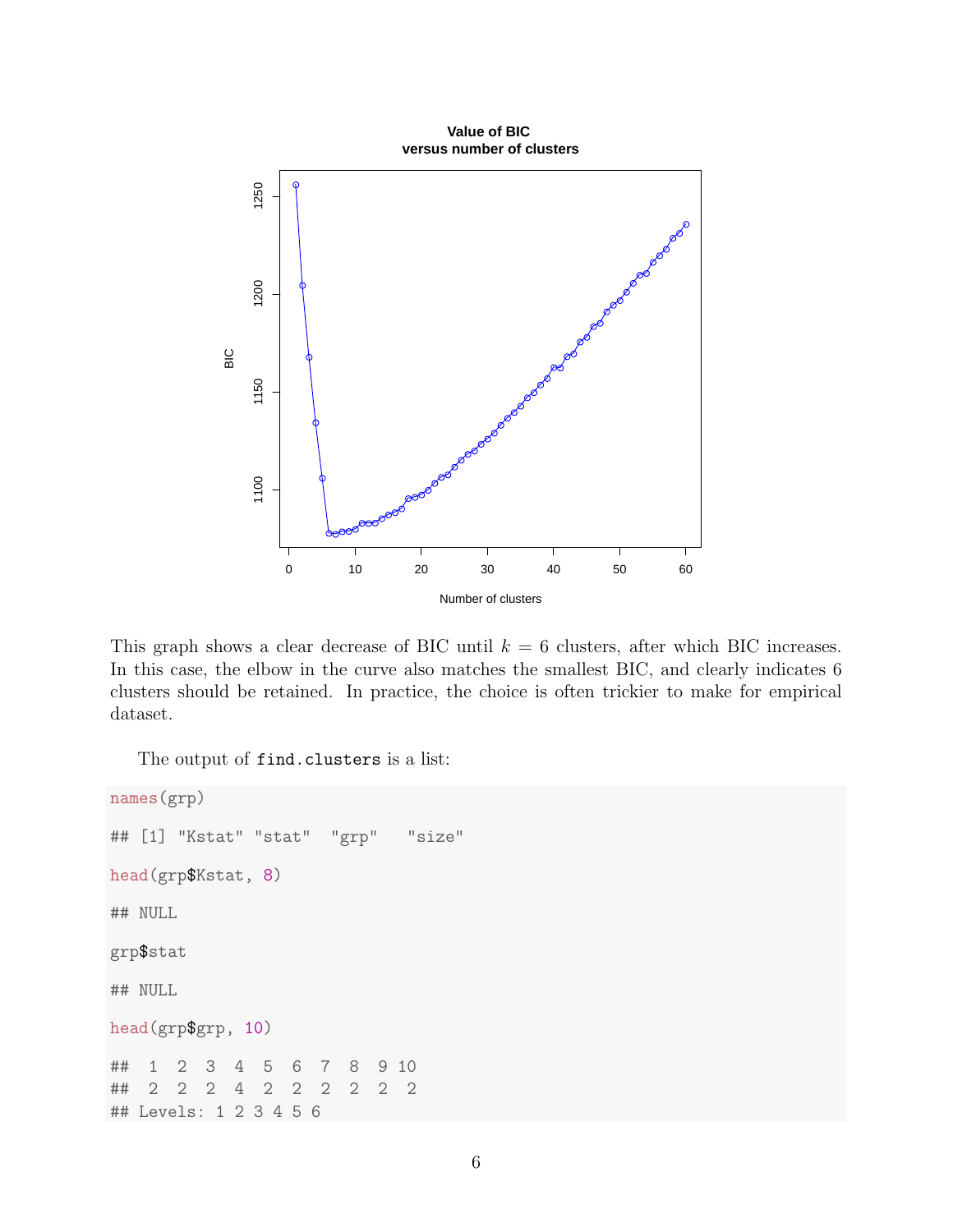This graph shows a clear decrease of BIC until $k = 6$ clusters, after which BIC increases. In this case, the elbow in the curve also matches the smallest BIC, and clearly indicates 6 clusters should be retained. In practice, the choice is often trickier to make for empirical dataset.

The output of `find.clusters` is a list:

```
names(grp)

## [1] "Kstat" "stat"  "grp"   "size"

head(grp$Kstat, 8)

## NULL

grp$stat

## NULL

head(grp$grp, 10)

##  1  2  3  4  5  6  7  8  9 10
##  2  2  2  4  2  2  2  2  2  2
## Levels: 1 2 3 4 5 6
```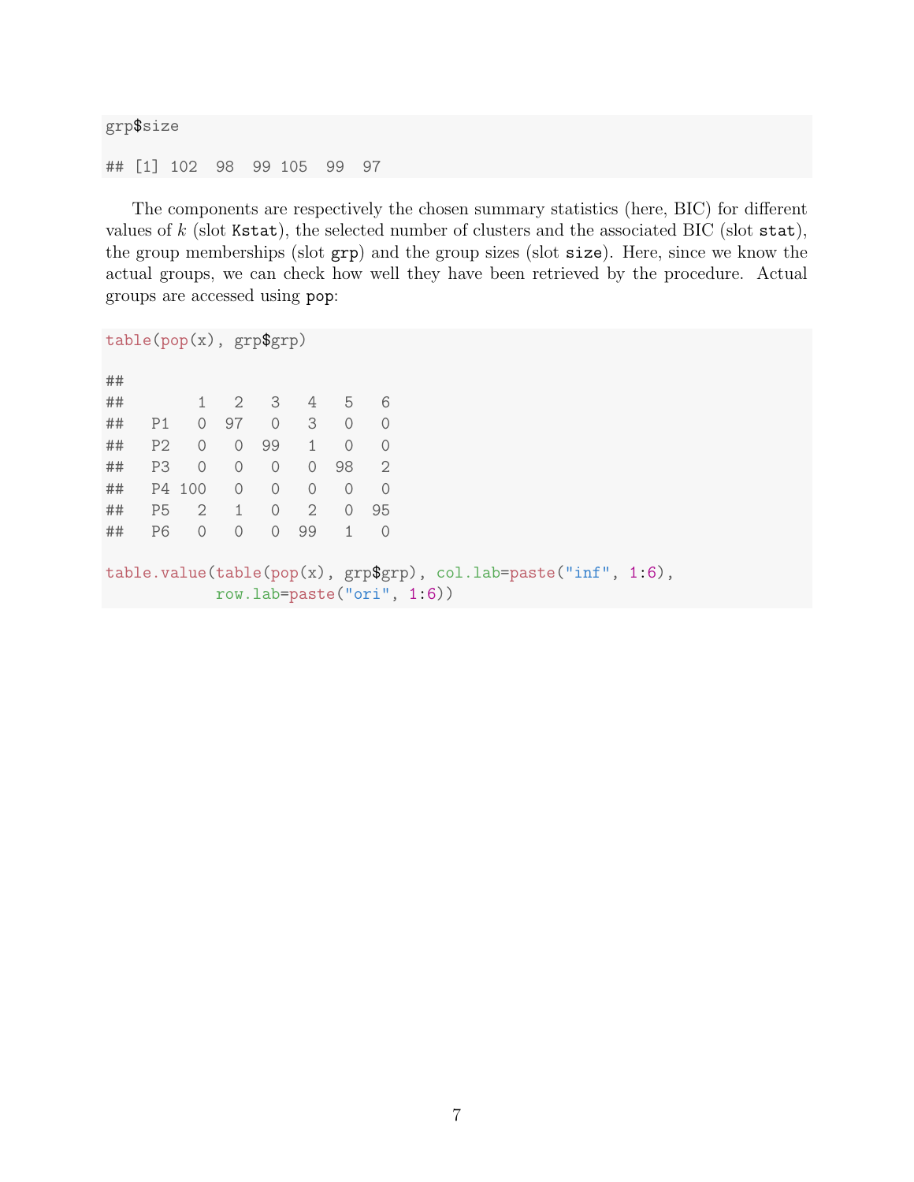```
grp$size

## [1] 102  98  99 105  99  97
```

The components are respectively the chosen summary statistics (here, BIC) for different values of $k$ (slot `Kstat`), the selected number of clusters and the associated BIC (slot `stat`), the group memberships (slot `grp`) and the group sizes (slot `size`). Here, since we know the actual groups, we can check how well they have been retrieved by the procedure. Actual groups are accessed using `pop`:

```
table(pop(x), grp$grp)

##
##        1   2   3   4   5   6
##   P1   0  97   0   3   0   0
##   P2   0   0  99   1   0   0
##   P3   0   0   0   0  98   2
##   P4 100   0   0   0   0   0
##   P5   2   1   0   2   0  95
##   P6   0   0   0  99   1   0

table.value(table(pop(x), grp$grp), col.lab=paste("inf", 1:6),
            row.lab=paste("ori", 1:6))
```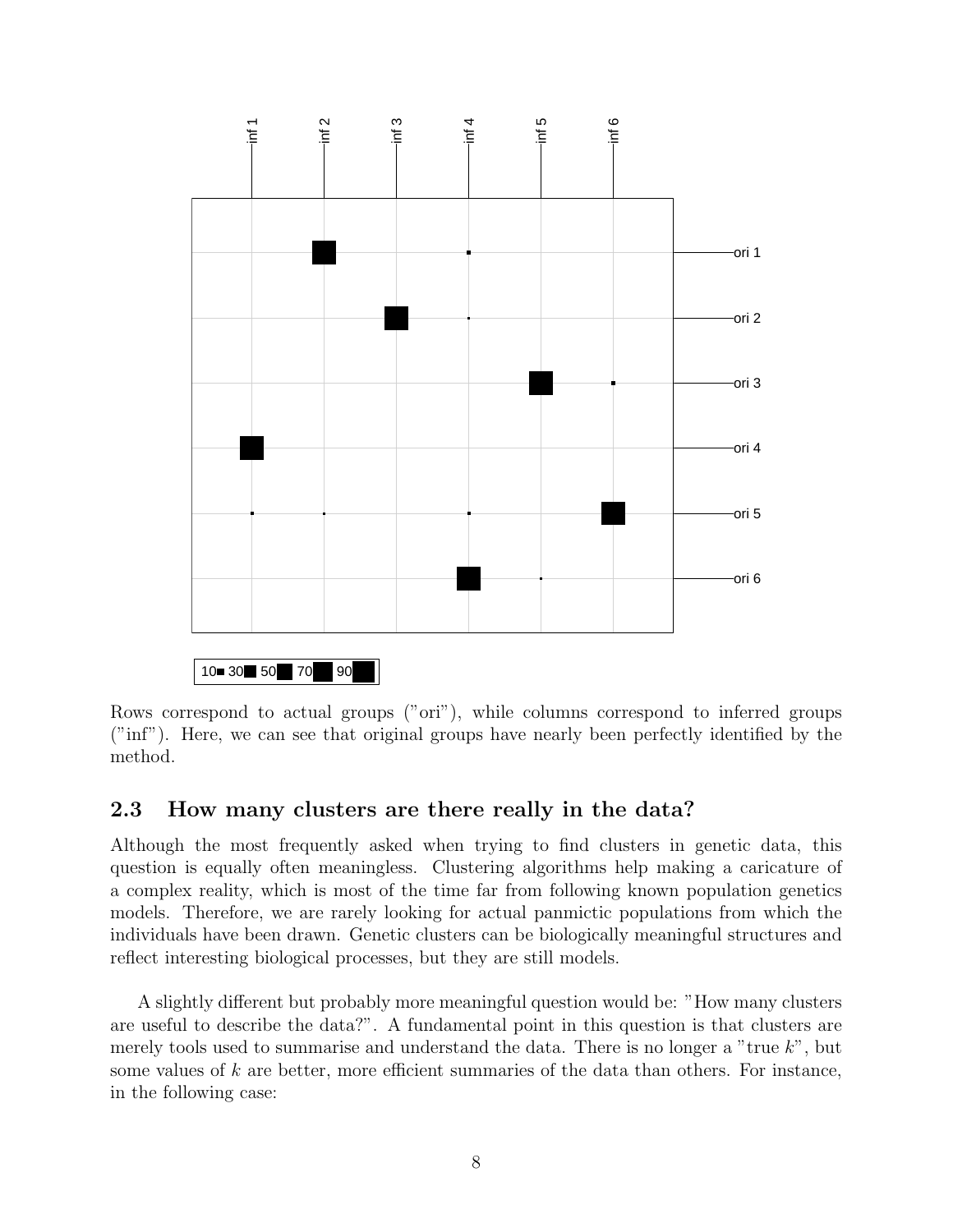Rows correspond to actual groups ("ori"), while columns correspond to inferred groups ("inf"). Here, we can see that original groups have nearly been perfectly identified by the method.

## 2.3 How many clusters are there really in the data?

Although the most frequently asked when trying to find clusters in genetic data, this question is equally often meaningless. Clustering algorithms help making a caricature of a complex reality, which is most of the time far from following known population genetics models. Therefore, we are rarely looking for actual panmictic populations from which the individuals have been drawn. Genetic clusters can be biologically meaningful structures and reflect interesting biological processes, but they are still models.

A slightly different but probably more meaningful question would be: "How many clusters are useful to describe the data?". A fundamental point in this question is that clusters are merely tools used to summarise and understand the data. There is no longer a "true $k$", but some values of $k$ are better, more efficient summaries of the data than others. For instance, in the following case: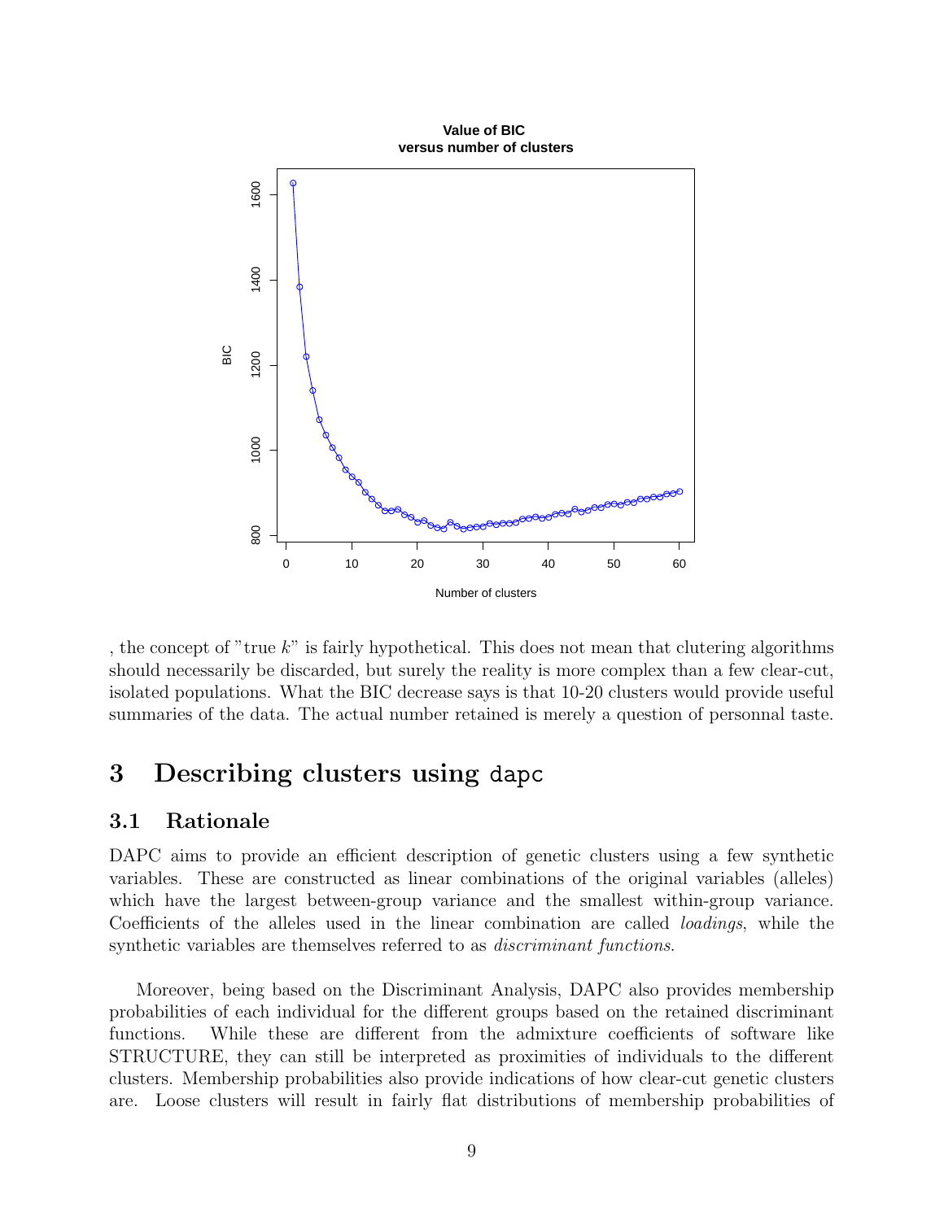, the concept of "true $k$" is fairly hypothetical. This does not mean that clutering algorithms should necessarily be discarded, but surely the reality is more complex than a few clear-cut, isolated populations. What the BIC decrease says is that 10-20 clusters would provide useful summaries of the data. The actual number retained is merely a question of personnal taste.

# 3 Describing clusters using `dapc`

## 3.1 Rationale

DAPC aims to provide an efficient description of genetic clusters using a few synthetic variables. These are constructed as linear combinations of the original variables (alleles) which have the largest between-group variance and the smallest within-group variance. Coefficients of the alleles used in the linear combination are called *loadings*, while the synthetic variables are themselves referred to as *discriminant functions*.

Moreover, being based on the Discriminant Analysis, DAPC also provides membership probabilities of each individual for the different groups based on the retained discriminant functions. While these are different from the admixture coefficients of software like STRUCTURE, they can still be interpreted as proximities of individuals to the different clusters. Membership probabilities also provide indications of how clear-cut genetic clusters are. Loose clusters will result in fairly flat distributions of membership probabilities of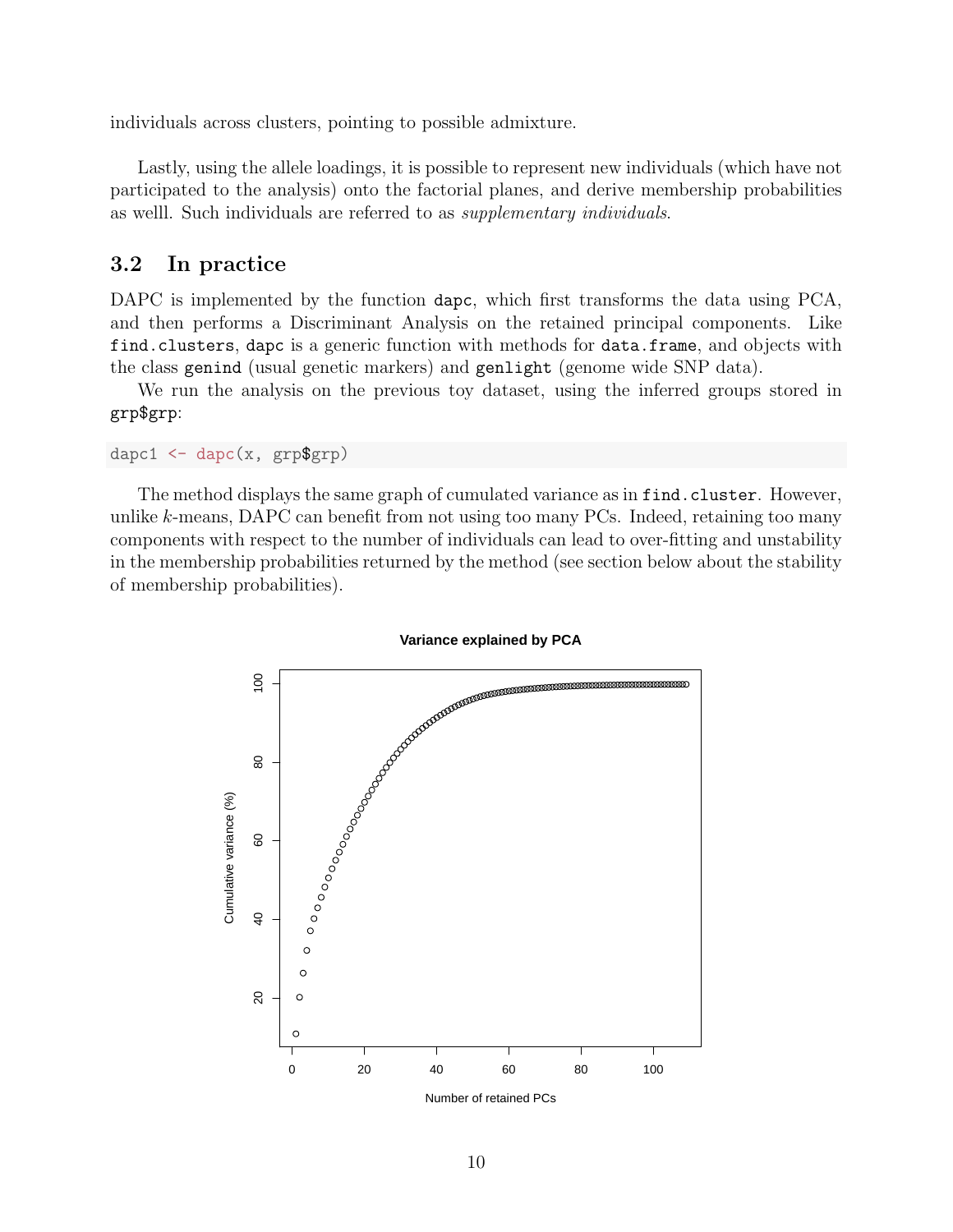individuals across clusters, pointing to possible admixture.

Lastly, using the allele loadings, it is possible to represent new individuals (which have not participated to the analysis) onto the factorial planes, and derive membership probabilities as welll. Such individuals are referred to as *supplementary individuals*.

## 3.2 In practice

DAPC is implemented by the function `dapc`, which first transforms the data using PCA, and then performs a Discriminant Analysis on the retained principal components. Like `find.clusters`, `dapc` is a generic function with methods for `data.frame`, and objects with the class `genind` (usual genetic markers) and `genlight` (genome wide SNP data).

We run the analysis on the previous toy dataset, using the inferred groups stored in `grp$grp`:

```
dapc1 <- dapc(x, grp$grp)
```

The method displays the same graph of cumulated variance as in `find.cluster`. However, unlike $k$-means, DAPC can benefit from not using too many PCs. Indeed, retaining too many components with respect to the number of individuals can lead to over-fitting and unstability in the membership probabilities returned by the method (see section below about the stability of membership probabilities).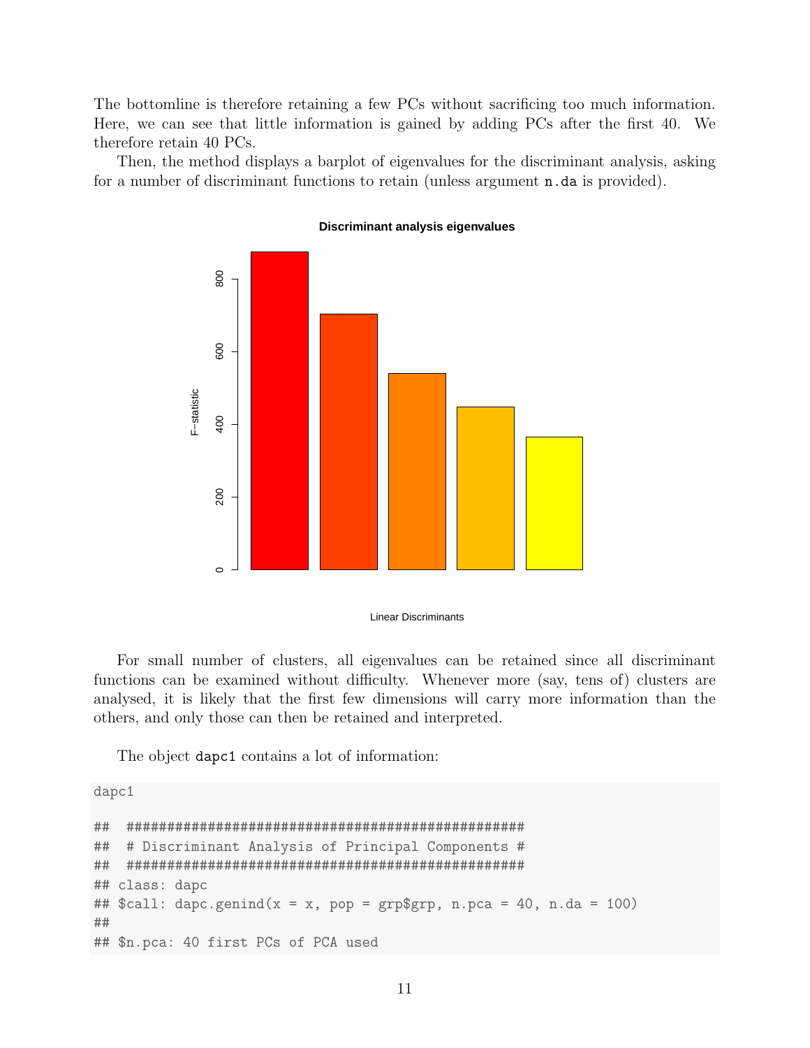The bottomline is therefore retaining a few PCs without sacrificing too much information. Here, we can see that little information is gained by adding PCs after the first 40. We therefore retain 40 PCs.

Then, the method displays a barplot of eigenvalues for the discriminant analysis, asking for a number of discriminant functions to retain (unless argument `n.da` is provided).

For small number of clusters, all eigenvalues can be retained since all discriminant functions can be examined without difficulty. Whenever more (say, tens of) clusters are analysed, it is likely that the first few dimensions will carry more information than the others, and only those can then be retained and interpreted.

The object `dapc1` contains a lot of information:

```
dapc1

##  #################################################
##  # Discriminant Analysis of Principal Components #
##  #################################################
## class: dapc
## $call: dapc.genind(x = x, pop = grp$grp, n.pca = 40, n.da = 100)
##
## $n.pca: 40 first PCs of PCA used
```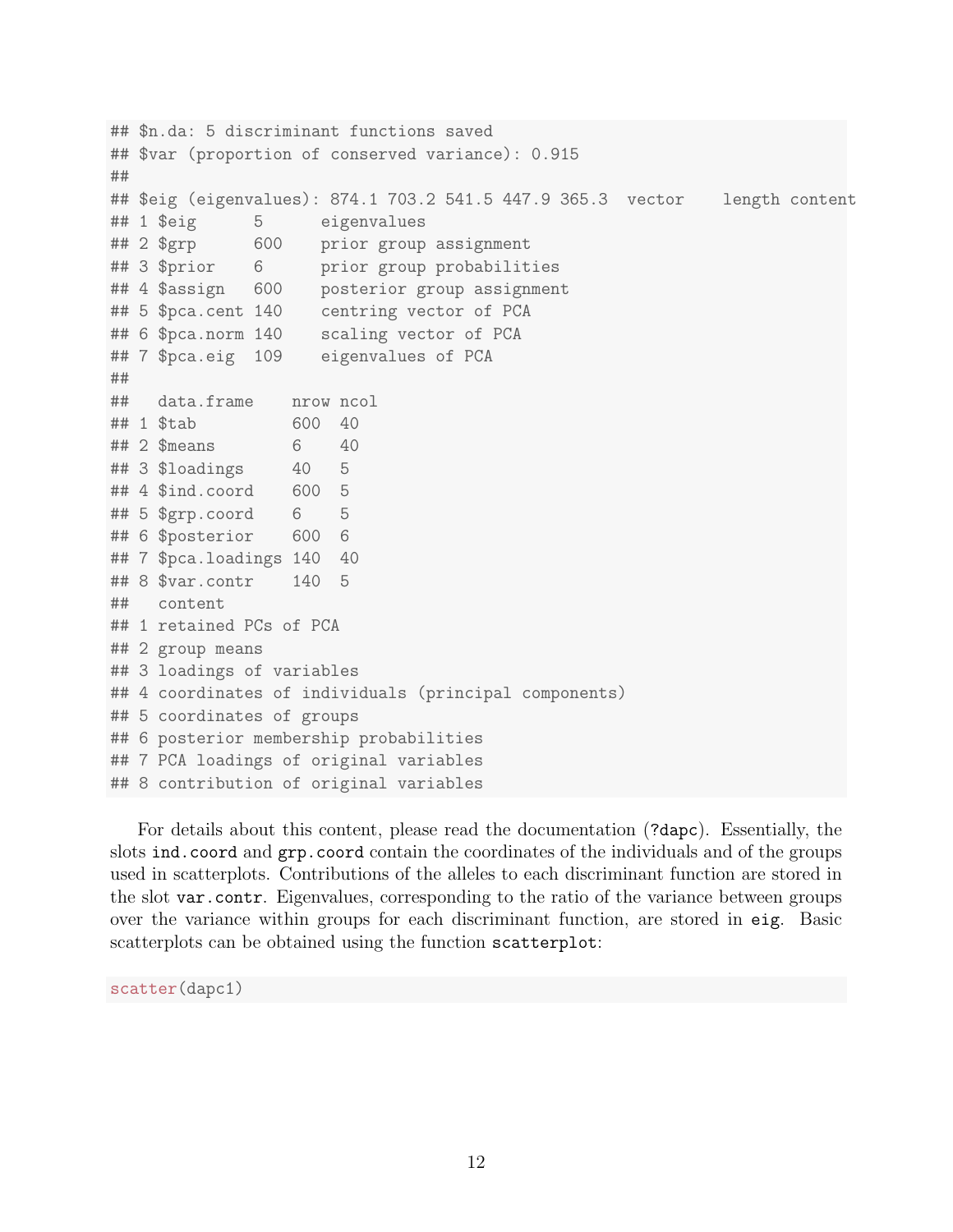```
## $n.da: 5 discriminant functions saved
## $var (proportion of conserved variance): 0.915
##
## $eig (eigenvalues): 874.1 703.2 541.5 447.9 365.3  vector    length content
## 1 $eig      5      eigenvalues
## 2 $grp      600    prior group assignment
## 3 $prior    6      prior group probabilities
## 4 $assign   600    posterior group assignment
## 5 $pca.cent 140    centring vector of PCA
## 6 $pca.norm 140    scaling vector of PCA
## 7 $pca.eig  109    eigenvalues of PCA
##
##   data.frame    nrow ncol
## 1 $tab          600  40
## 2 $means        6    40
## 3 $loadings     40   5
## 4 $ind.coord    600  5
## 5 $grp.coord    6    5
## 6 $posterior    600  6
## 7 $pca.loadings 140  40
## 8 $var.contr    140  5
##   content
## 1 retained PCs of PCA
## 2 group means
## 3 loadings of variables
## 4 coordinates of individuals (principal components)
## 5 coordinates of groups
## 6 posterior membership probabilities
## 7 PCA loadings of original variables
## 8 contribution of original variables
```

For details about this content, please read the documentation (`?dapc`). Essentially, the slots `ind.coord` and `grp.coord` contain the coordinates of the individuals and of the groups used in scatterplots. Contributions of the alleles to each discriminant function are stored in the slot `var.contr`. Eigenvalues, corresponding to the ratio of the variance between groups over the variance within groups for each discriminant function, are stored in `eig`. Basic scatterplots can be obtained using the function `scatterplot`:

```
scatter(dapc1)
```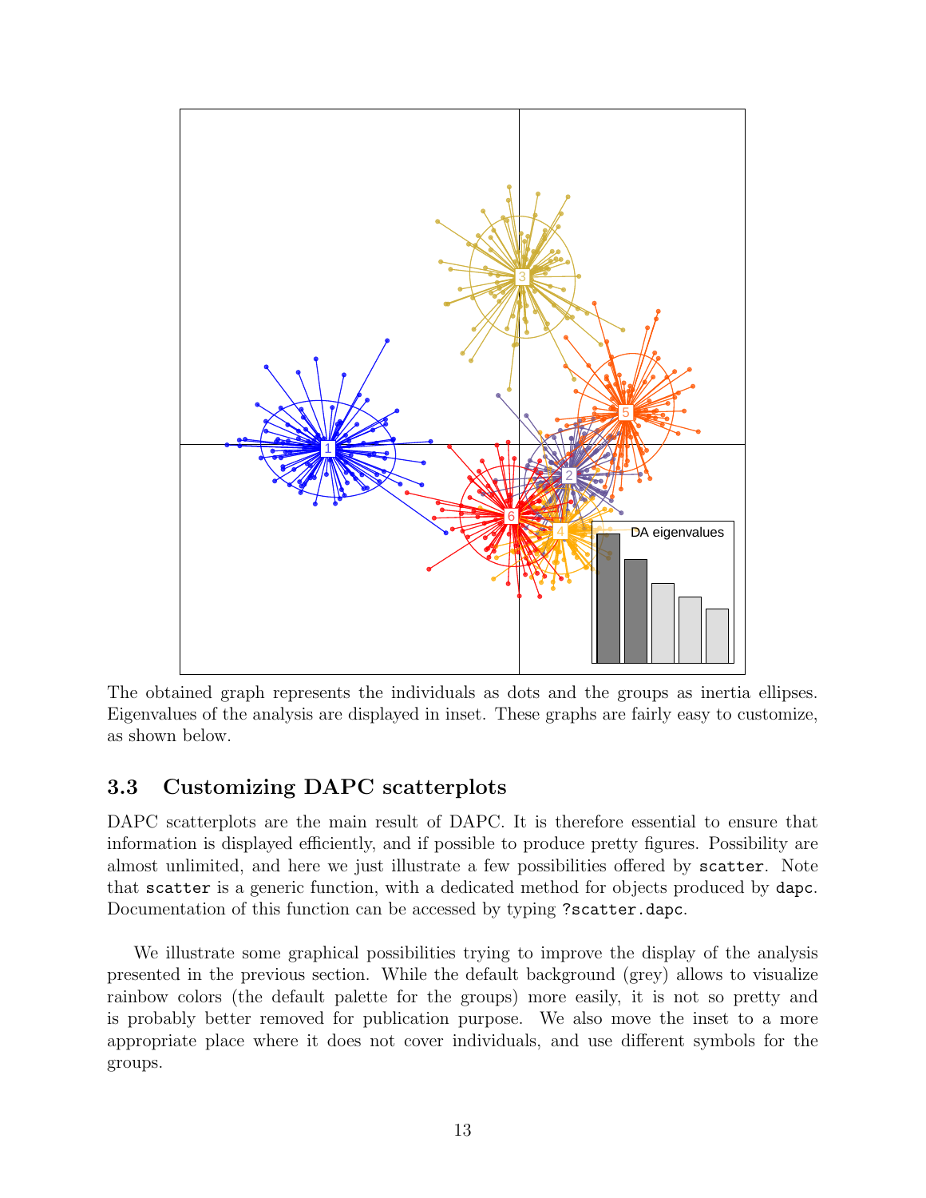The obtained graph represents the individuals as dots and the groups as inertia ellipses. Eigenvalues of the analysis are displayed in inset. These graphs are fairly easy to customize, as shown below.

## 3.3 Customizing DAPC scatterplots

DAPC scatterplots are the main result of DAPC. It is therefore essential to ensure that information is displayed efficiently, and if possible to produce pretty figures. Possibility are almost unlimited, and here we just illustrate a few possibilities offered by `scatter`. Note that `scatter` is a generic function, with a dedicated method for objects produced by `dapc`. Documentation of this function can be accessed by typing `?scatter.dapc`.

We illustrate some graphical possibilities trying to improve the display of the analysis presented in the previous section. While the default background (grey) allows to visualize rainbow colors (the default palette for the groups) more easily, it is not so pretty and is probably better removed for publication purpose. We also move the inset to a more appropriate place where it does not cover individuals, and use different symbols for the groups.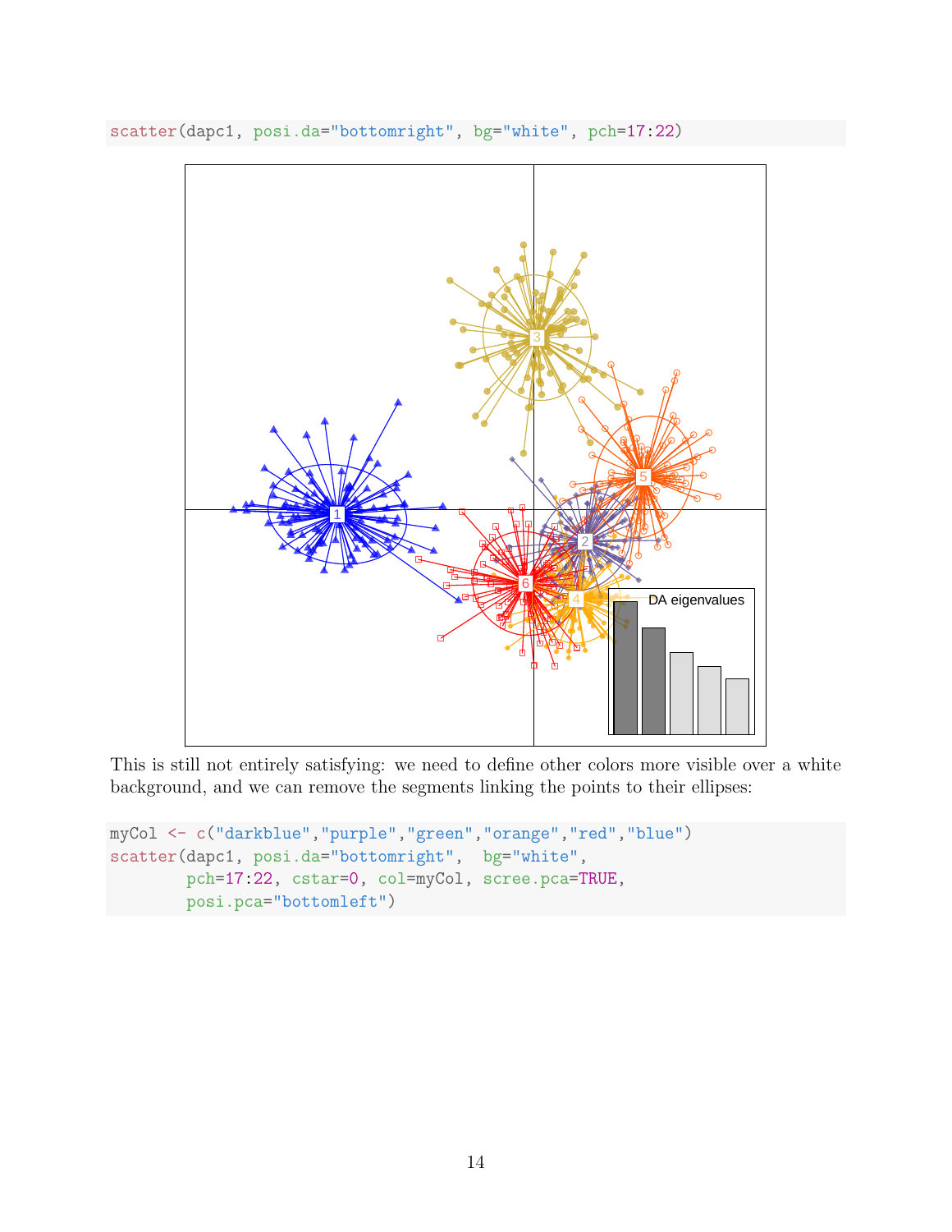```
scatter(dapc1, posi.da="bottomright", bg="white", pch=17:22)
```

This is still not entirely satisfying: we need to define other colors more visible over a white background, and we can remove the segments linking the points to their ellipses:

```
myCol <- c("darkblue","purple","green","orange","red","blue")
scatter(dapc1, posi.da="bottomright",  bg="white",
        pch=17:22, cstar=0, col=myCol, scree.pca=TRUE,
        posi.pca="bottomleft")
```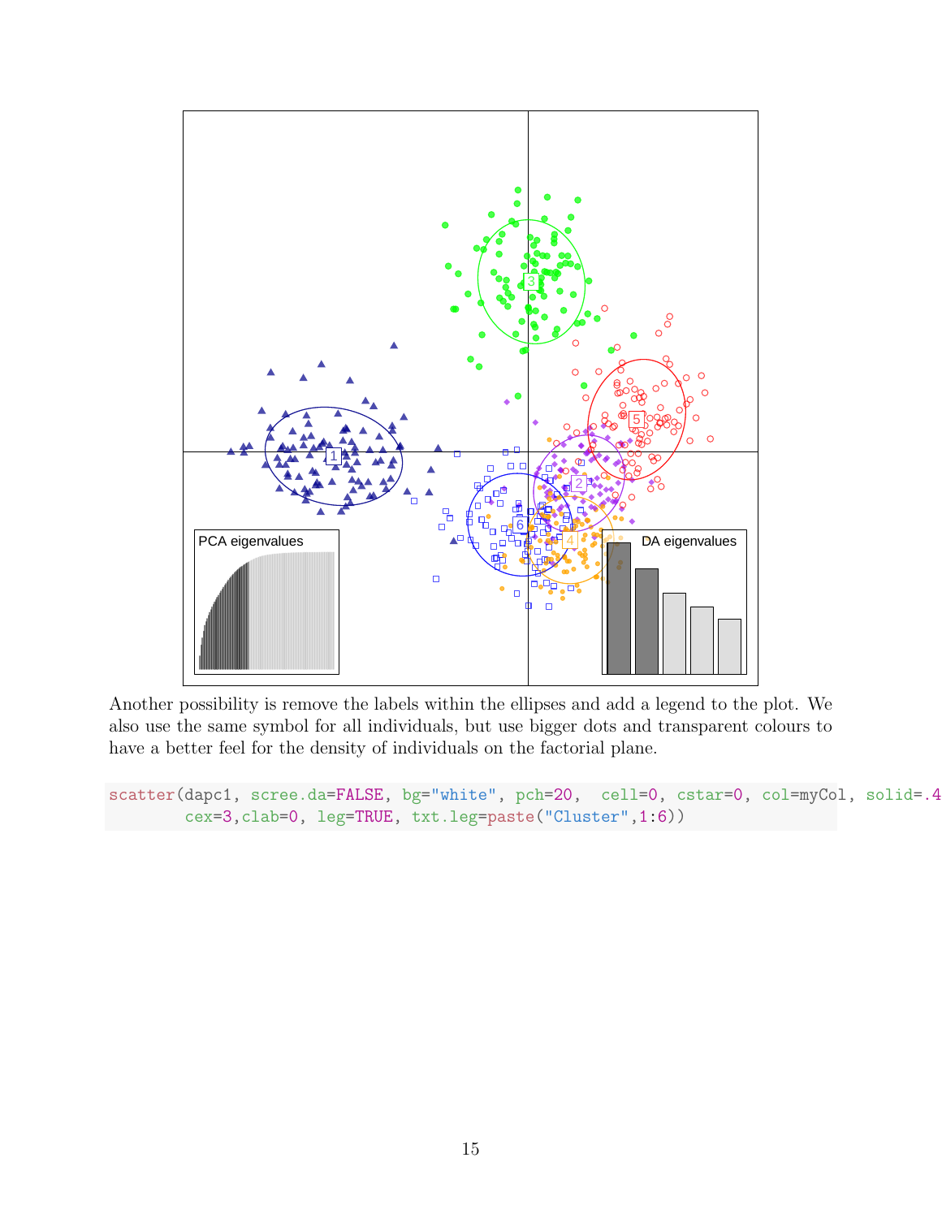Another possibility is remove the labels within the ellipses and add a legend to the plot. We also use the same symbol for all individuals, but use bigger dots and transparent colours to have a better feel for the density of individuals on the factorial plane.

```
scatter(dapc1, scree.da=FALSE, bg="white", pch=20,  cell=0, cstar=0, col=myCol, solid=.4
        cex=3,clab=0, leg=TRUE, txt.leg=paste("Cluster",1:6))
```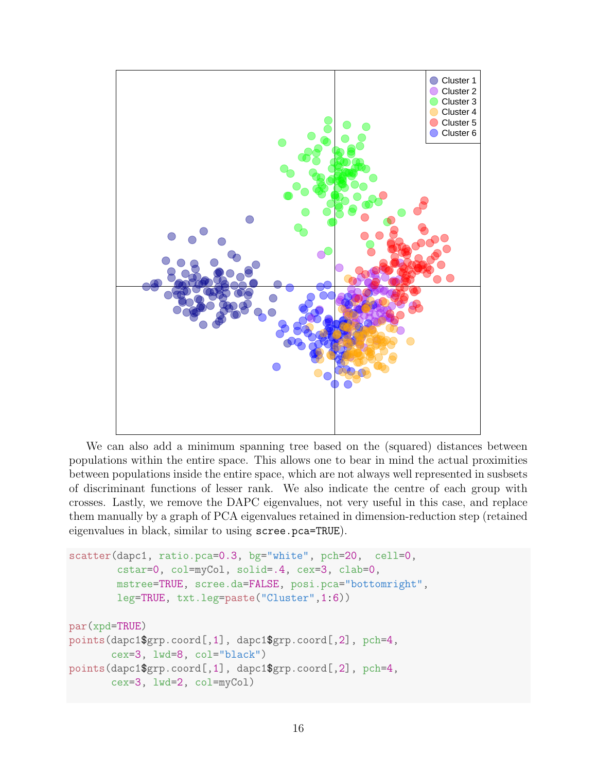We can also add a minimum spanning tree based on the (squared) distances between populations within the entire space. This allows one to bear in mind the actual proximities between populations inside the entire space, which are not always well represented in susbsets of discriminant functions of lesser rank. We also indicate the centre of each group with crosses. Lastly, we remove the DAPC eigenvalues, not very useful in this case, and replace them manually by a graph of PCA eigenvalues retained in dimension-reduction step (retained eigenvalues in black, similar to using `scree.pca=TRUE`).

```
scatter(dapc1, ratio.pca=0.3, bg="white", pch=20,  cell=0,
        cstar=0, col=myCol, solid=.4, cex=3, clab=0,
        mstree=TRUE, scree.da=FALSE, posi.pca="bottomright",
        leg=TRUE, txt.leg=paste("Cluster",1:6))

par(xpd=TRUE)
points(dapc1$grp.coord[,1], dapc1$grp.coord[,2], pch=4,
       cex=3, lwd=8, col="black")
points(dapc1$grp.coord[,1], dapc1$grp.coord[,2], pch=4,
       cex=3, lwd=2, col=myCol)
```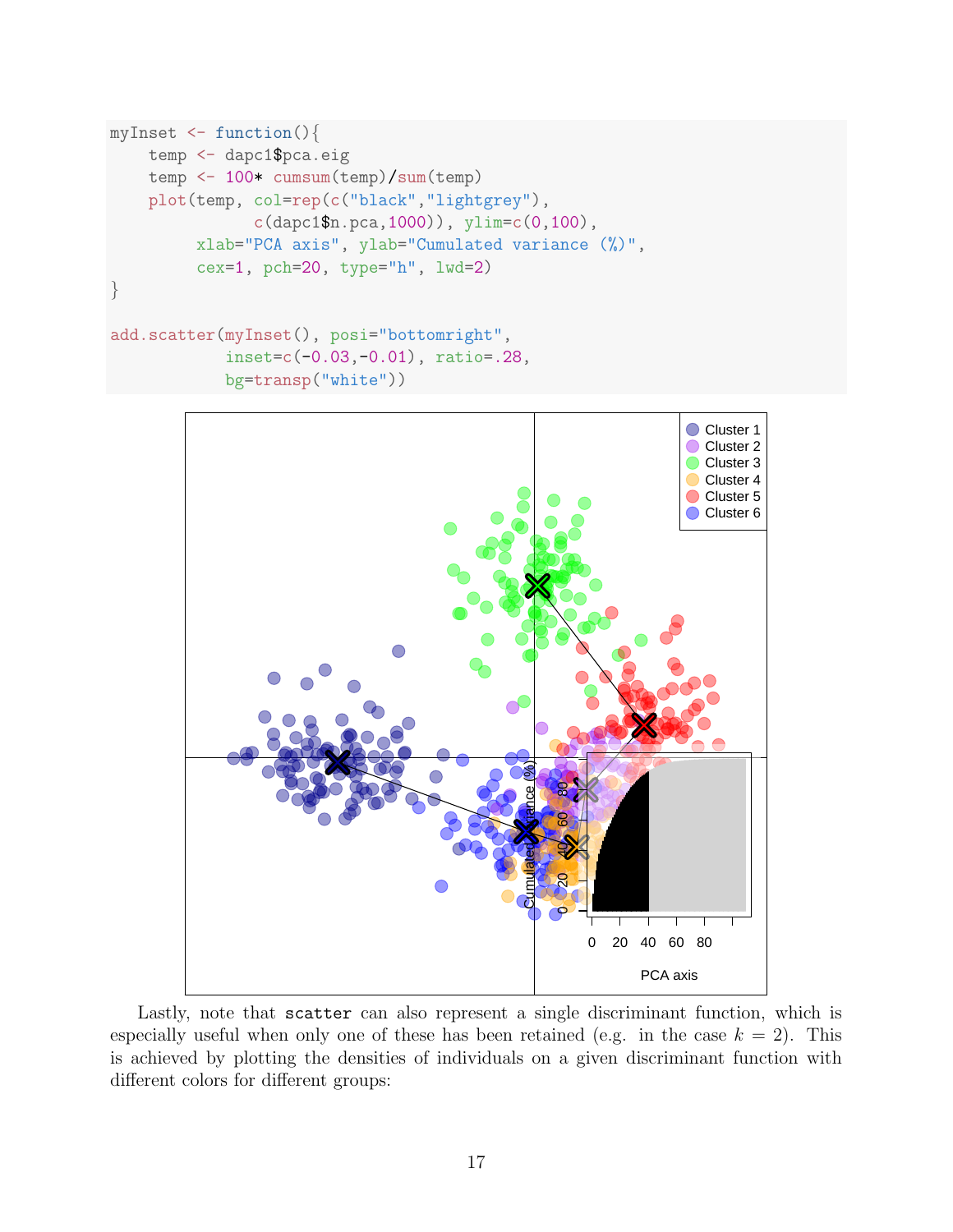```
myInset <- function(){
    temp <- dapc1$pca.eig
    temp <- 100* cumsum(temp)/sum(temp)
    plot(temp, col=rep(c("black","lightgrey"),
                c(dapc1$n.pca,1000)), ylim=c(0,100),
         xlab="PCA axis", ylab="Cumulated variance (%)",
         cex=1, pch=20, type="h", lwd=2)
}

add.scatter(myInset(), posi="bottomright",
            inset=c(-0.03,-0.01), ratio=.28,
            bg=transp("white"))
```

Lastly, note that `scatter` can also represent a single discriminant function, which is especially useful when only one of these has been retained (e.g. in the case $k = 2$). This is achieved by plotting the densities of individuals on a given discriminant function with different colors for different groups: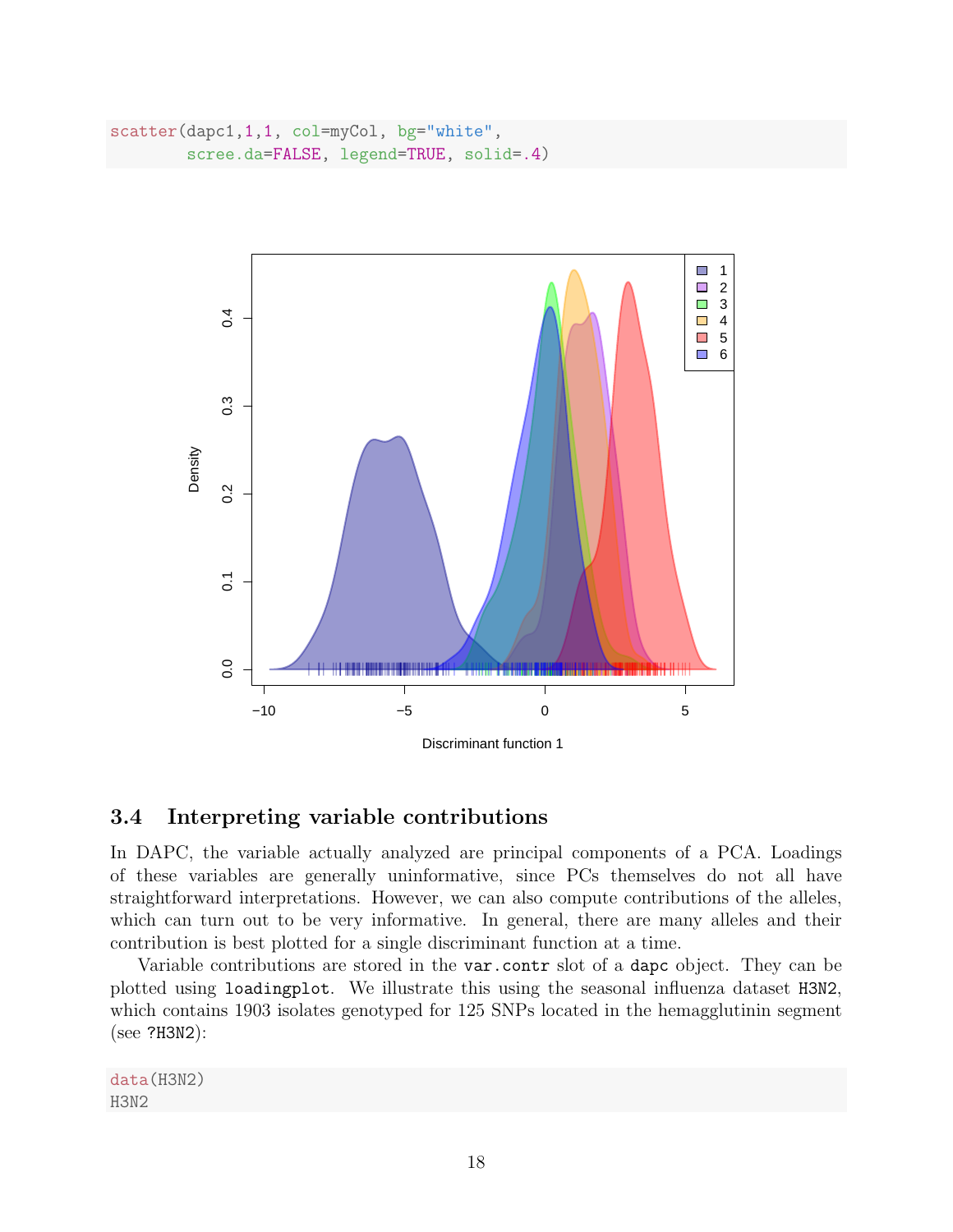```
scatter(dapc1,1,1, col=myCol, bg="white",
        scree.da=FALSE, legend=TRUE, solid=.4)
```

### 3.4 Interpreting variable contributions

In DAPC, the variable actually analyzed are principal components of a PCA. Loadings of these variables are generally uninformative, since PCs themselves do not all have straightforward interpretations. However, we can also compute contributions of the alleles, which can turn out to be very informative. In general, there are many alleles and their contribution is best plotted for a single discriminant function at a time.

Variable contributions are stored in the `var.contr` slot of a `dapc` object. They can be plotted using `loadingplot`. We illustrate this using the seasonal influenza dataset `H3N2`, which contains 1903 isolates genotyped for 125 SNPs located in the hemagglutinin segment (see `?H3N2`):

```
data(H3N2)
H3N2
```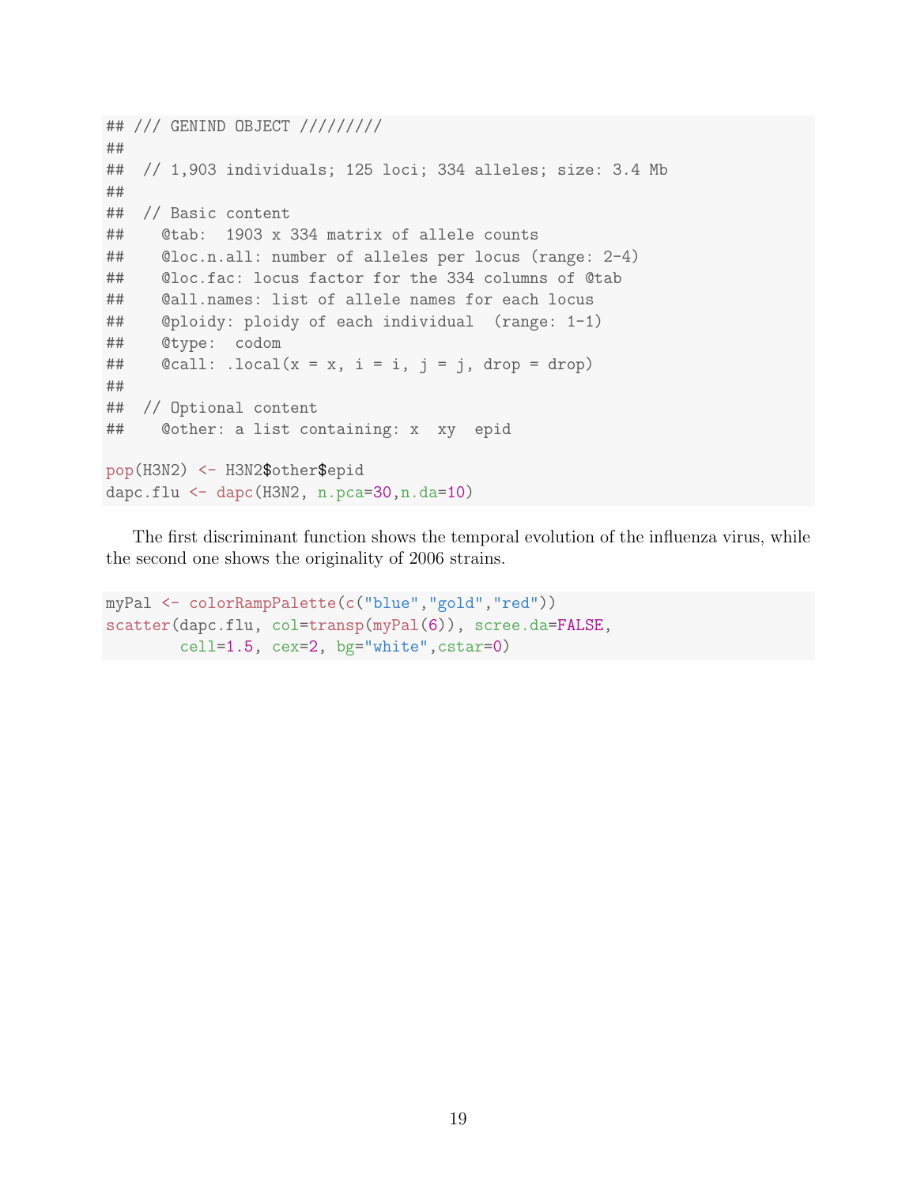```
## /// GENIND OBJECT /////////
##
##  // 1,903 individuals; 125 loci; 334 alleles; size: 3.4 Mb
##
##  // Basic content
##    @tab:  1903 x 334 matrix of allele counts
##    @loc.n.all: number of alleles per locus (range: 2-4)
##    @loc.fac: locus factor for the 334 columns of @tab
##    @all.names: list of allele names for each locus
##    @ploidy: ploidy of each individual  (range: 1-1)
##    @type:  codom
##    @call: .local(x = x, i = i, j = j, drop = drop)
##
##  // Optional content
##    @other: a list containing: x  xy  epid

pop(H3N2) <- H3N2$other$epid
dapc.flu <- dapc(H3N2, n.pca=30,n.da=10)
```

The first discriminant function shows the temporal evolution of the influenza virus, while the second one shows the originality of 2006 strains.

```
myPal <- colorRampPalette(c("blue","gold","red"))
scatter(dapc.flu, col=transp(myPal(6)), scree.da=FALSE,
        cell=1.5, cex=2, bg="white",cstar=0)
```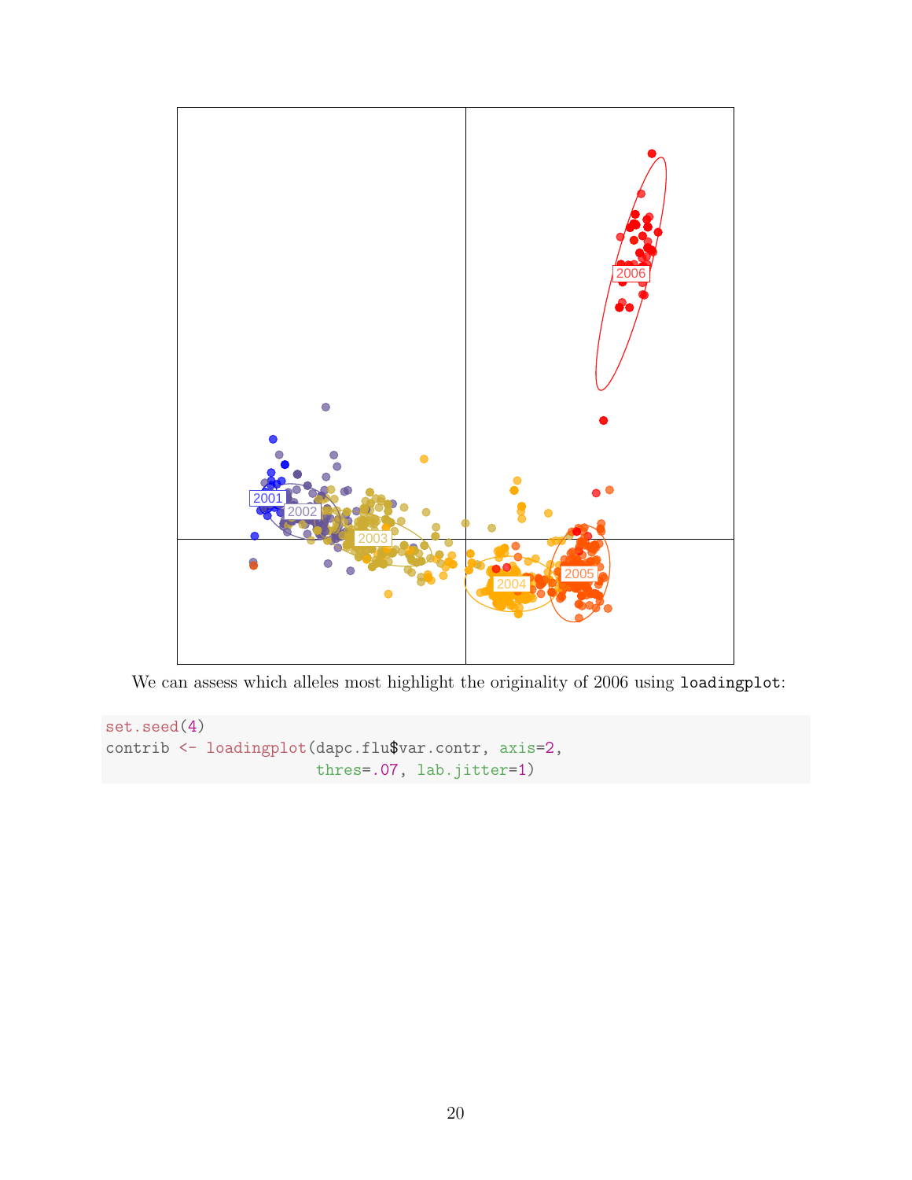We can assess which alleles most highlight the originality of 2006 using `loadingplot`:

```
set.seed(4)
contrib <- loadingplot(dapc.flu$var.contr, axis=2,
                       thres=.07, lab.jitter=1)
```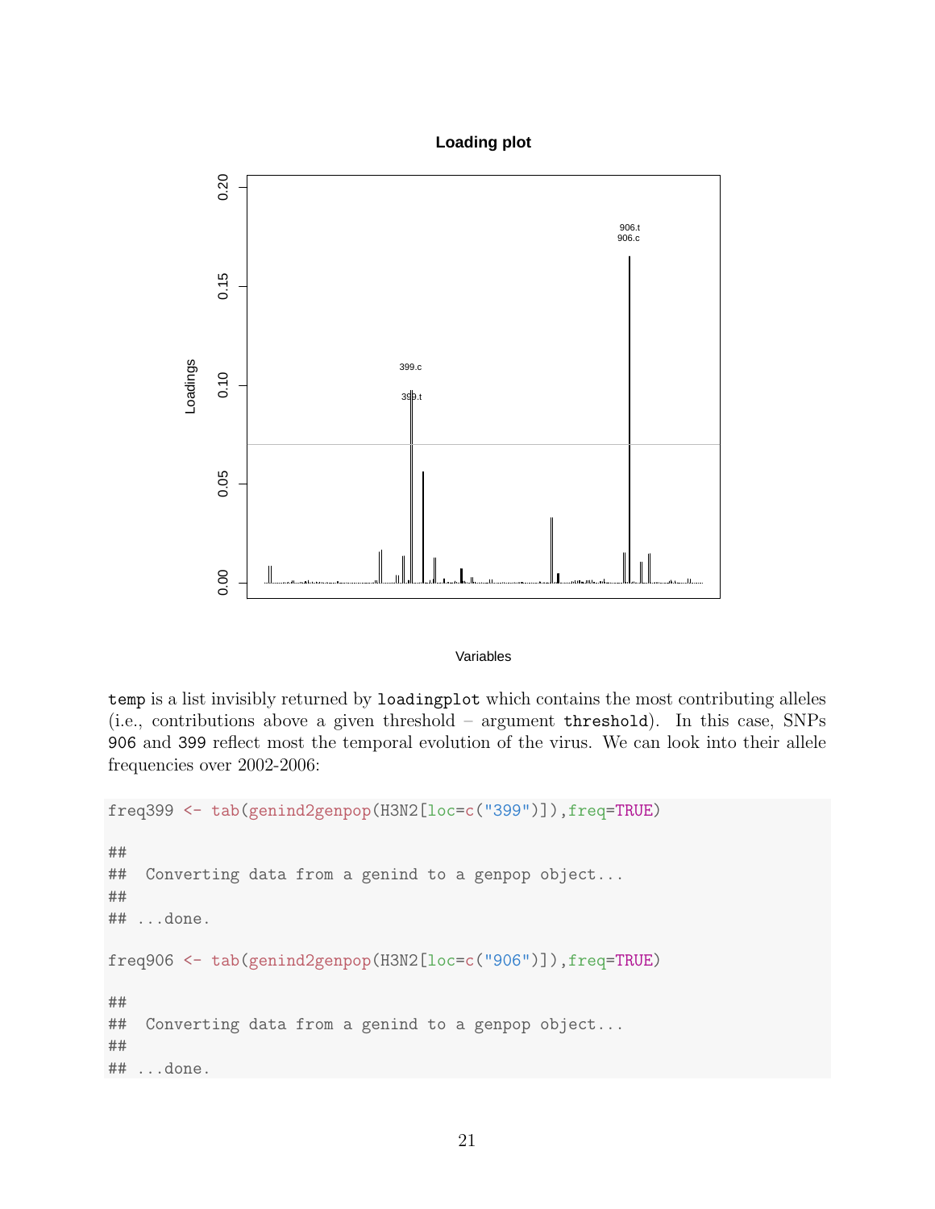temp is a list invisibly returned by loadingplot which contains the most contributing alleles (i.e., contributions above a given threshold – argument threshold). In this case, SNPs 906 and 399 reflect most the temporal evolution of the virus. We can look into their allele frequencies over 2002-2006:

```
freq399 <- tab(genind2genpop(H3N2[loc=c("399")]),freq=TRUE)

##
##  Converting data from a genind to a genpop object...
##
## ...done.

freq906 <- tab(genind2genpop(H3N2[loc=c("906")]),freq=TRUE)

##
##  Converting data from a genind to a genpop object...
##
## ...done.
```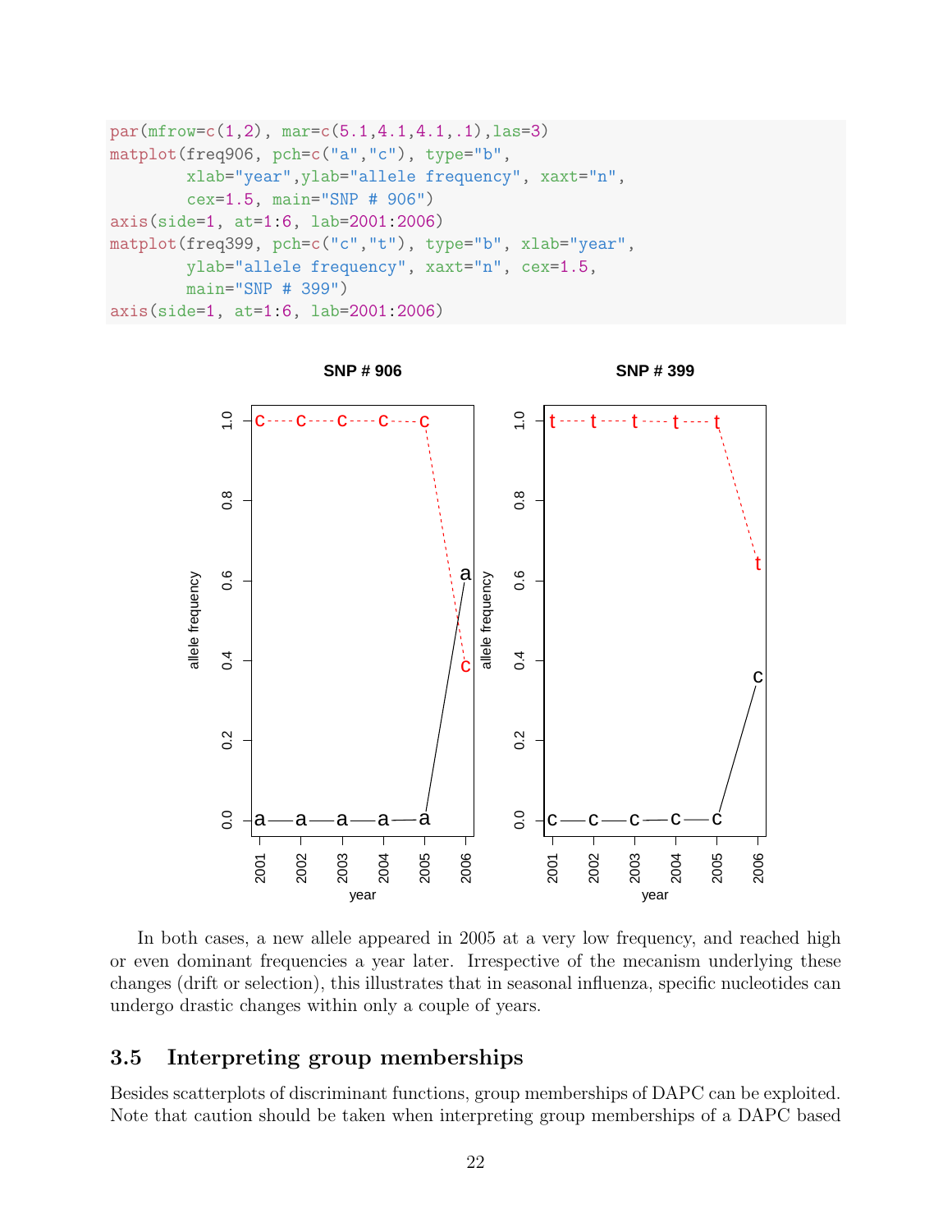```
par(mfrow=c(1,2), mar=c(5.1,4.1,4.1,.1),las=3)
matplot(freq906, pch=c("a","c"), type="b",
        xlab="year",ylab="allele frequency", xaxt="n",
        cex=1.5, main="SNP # 906")
axis(side=1, at=1:6, lab=2001:2006)
matplot(freq399, pch=c("c","t"), type="b", xlab="year",
        ylab="allele frequency", xaxt="n", cex=1.5,
        main="SNP # 399")
axis(side=1, at=1:6, lab=2001:2006)
```

In both cases, a new allele appeared in 2005 at a very low frequency, and reached high or even dominant frequencies a year later. Irrespective of the mecanism underlying these changes (drift or selection), this illustrates that in seasonal influenza, specific nucleotides can undergo drastic changes within only a couple of years.

## 3.5 Interpreting group memberships

Besides scatterplots of discriminant functions, group memberships of DAPC can be exploited. Note that caution should be taken when interpreting group memberships of a DAPC based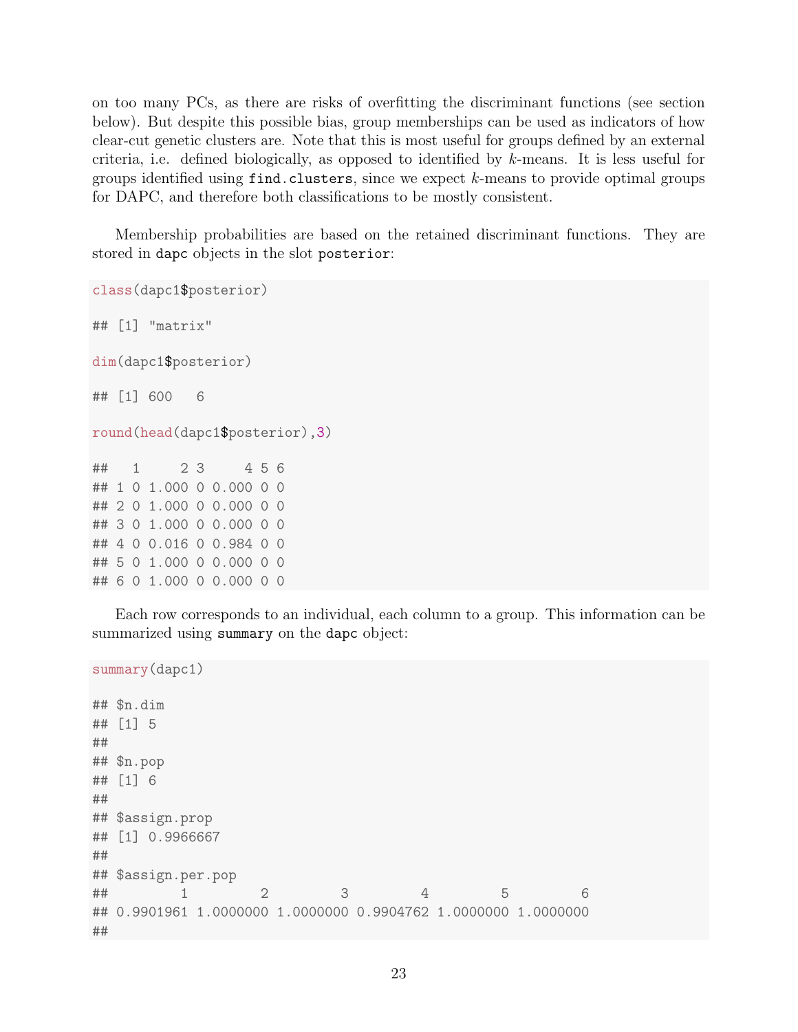on too many PCs, as there are risks of overfitting the discriminant functions (see section below). But despite this possible bias, group memberships can be used as indicators of how clear-cut genetic clusters are. Note that this is most useful for groups defined by an external criteria, i.e. defined biologically, as opposed to identified by $k$-means. It is less useful for groups identified using `find.clusters`, since we expect $k$-means to provide optimal groups for DAPC, and therefore both classifications to be mostly consistent.

Membership probabilities are based on the retained discriminant functions. They are stored in `dapc` objects in the slot `posterior`:

```
class(dapc1$posterior)

## [1] "matrix"

dim(dapc1$posterior)

## [1] 600   6

round(head(dapc1$posterior),3)

##   1     2 3     4 5 6
## 1 0 1.000 0 0.000 0 0
## 2 0 1.000 0 0.000 0 0
## 3 0 1.000 0 0.000 0 0
## 4 0 0.016 0 0.984 0 0
## 5 0 1.000 0 0.000 0 0
## 6 0 1.000 0 0.000 0 0
```

Each row corresponds to an individual, each column to a group. This information can be summarized using `summary` on the `dapc` object:

```
summary(dapc1)

## $n.dim
## [1] 5
##
## $n.pop
## [1] 6
##
## $assign.prop
## [1] 0.9966667
##
## $assign.per.pop
##         1         2         3         4         5         6
## 0.9901961 1.0000000 1.0000000 0.9904762 1.0000000 1.0000000
##
```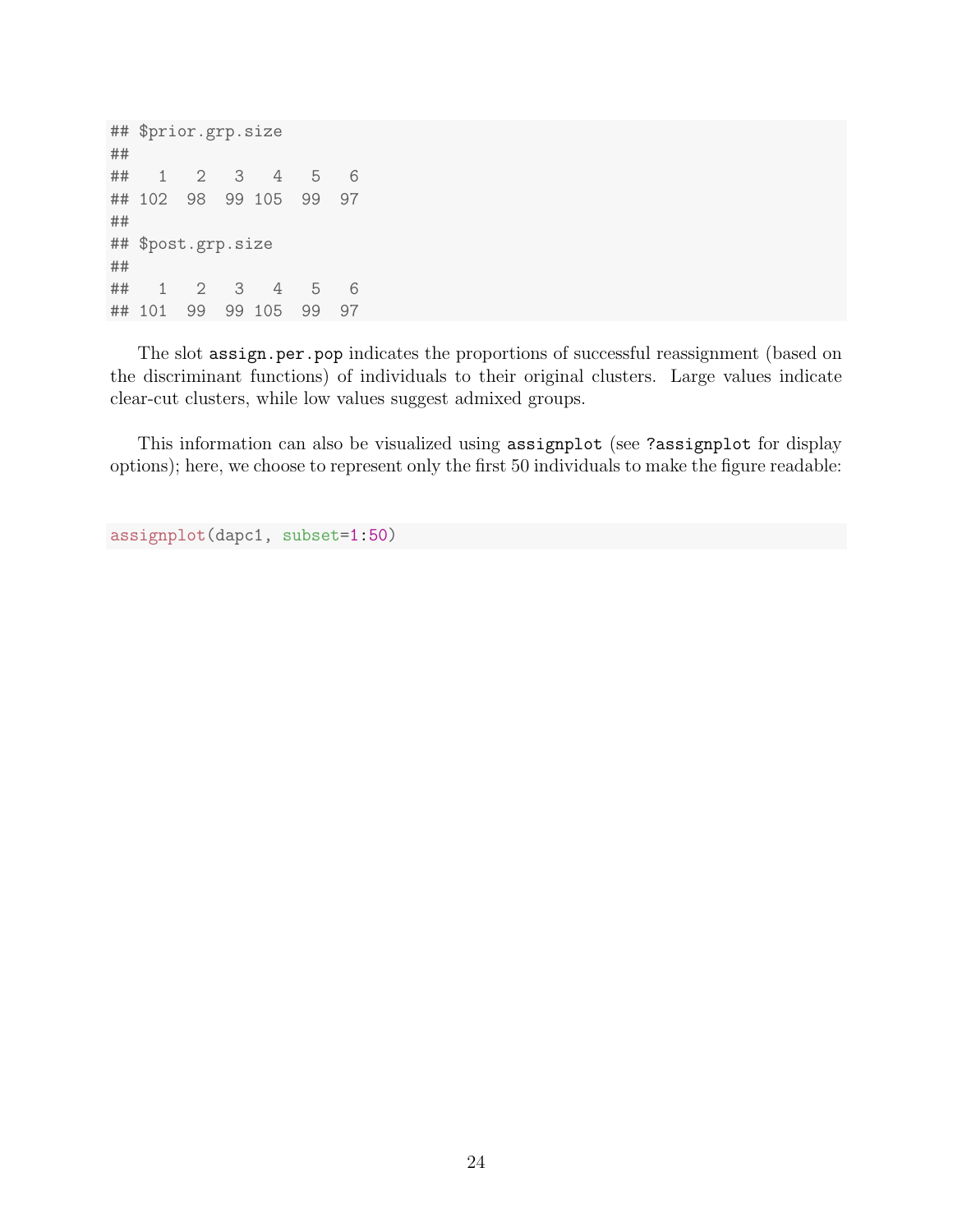```
## $prior.grp.size
##
##   1   2   3   4   5   6
## 102  98  99 105  99  97
##
## $post.grp.size
##
##   1   2   3   4   5   6
## 101  99  99 105  99  97
```

The slot `assign.per.pop` indicates the proportions of successful reassignment (based on the discriminant functions) of individuals to their original clusters. Large values indicate clear-cut clusters, while low values suggest admixed groups.

This information can also be visualized using `assignplot` (see `?assignplot` for display options); here, we choose to represent only the first 50 individuals to make the figure readable:

```
assignplot(dapc1, subset=1:50)
```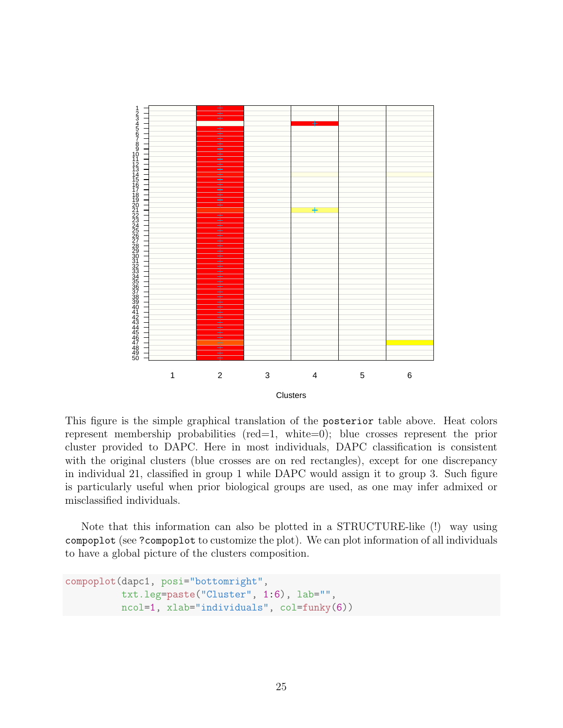This figure is the simple graphical translation of the `posterior` table above. Heat colors represent membership probabilities (red=1, white=0); blue crosses represent the prior cluster provided to DAPC. Here in most individuals, DAPC classification is consistent with the original clusters (blue crosses are on red rectangles), except for one discrepancy in individual 21, classified in group 1 while DAPC would assign it to group 3. Such figure is particularly useful when prior biological groups are used, as one may infer admixed or misclassified individuals.

Note that this information can also be plotted in a STRUCTURE-like (!) way using `compoplot` (see `?compoplot` to customize the plot). We can plot information of all individuals to have a global picture of the clusters composition.

```
compoplot(dapc1, posi="bottomright",
          txt.leg=paste("Cluster", 1:6), lab="",
          ncol=1, xlab="individuals", col=funky(6))
```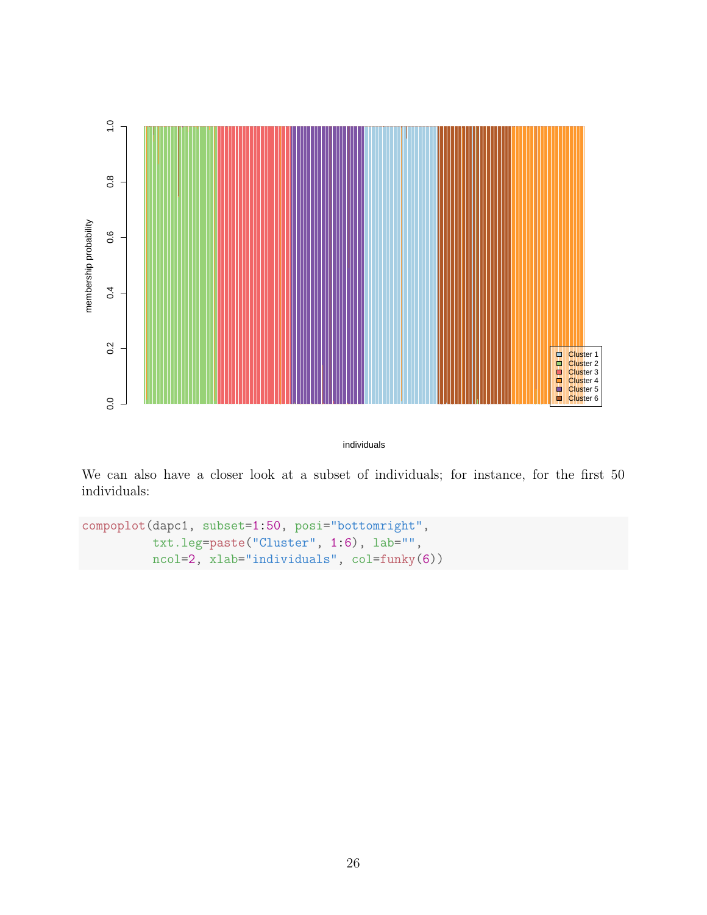We can also have a closer look at a subset of individuals; for instance, for the first 50 individuals:

```
compoplot(dapc1, subset=1:50, posi="bottomright",
          txt.leg=paste("Cluster", 1:6), lab="",
          ncol=2, xlab="individuals", col=funky(6))
```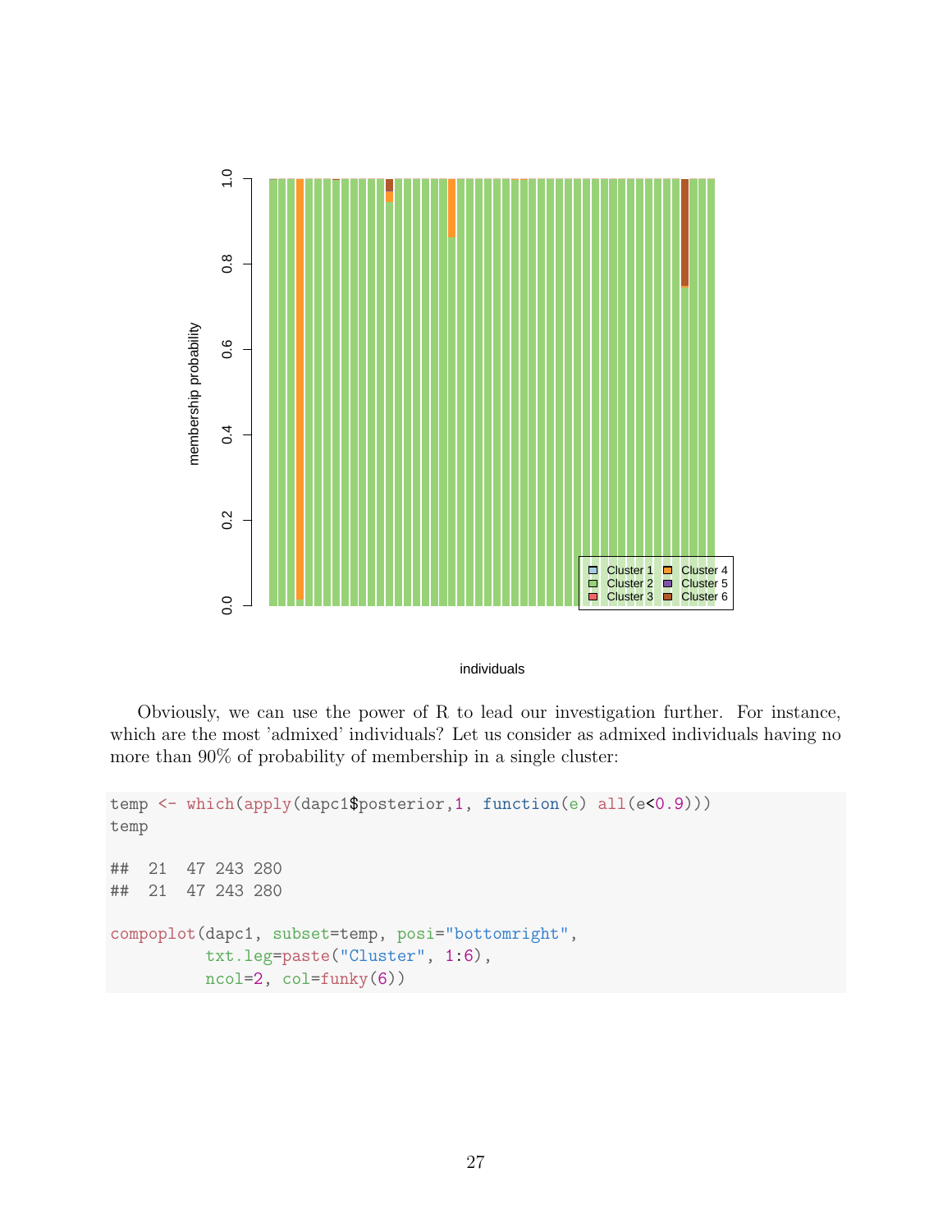Obviously, we can use the power of R to lead our investigation further. For instance, which are the most 'admixed' individuals? Let us consider as admixed individuals having no more than 90% of probability of membership in a single cluster:

```
temp <- which(apply(dapc1$posterior,1, function(e) all(e<0.9)))
temp

##  21  47 243 280
##  21  47 243 280

compoplot(dapc1, subset=temp, posi="bottomright",
          txt.leg=paste("Cluster", 1:6),
          ncol=2, col=funky(6))
```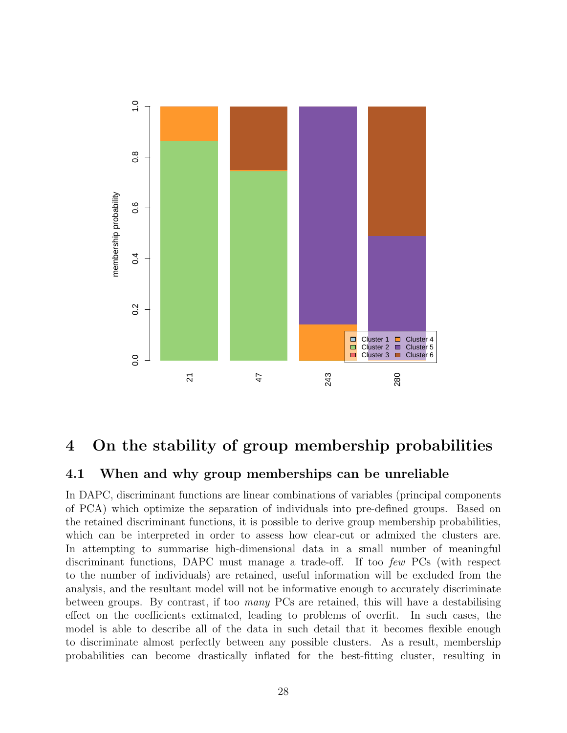## 4 On the stability of group membership probabilities

### 4.1 When and why group memberships can be unreliable

In DAPC, discriminant functions are linear combinations of variables (principal components of PCA) which optimize the separation of individuals into pre-defined groups. Based on the retained discriminant functions, it is possible to derive group membership probabilities, which can be interpreted in order to assess how clear-cut or admixed the clusters are. In attempting to summarise high-dimensional data in a small number of meaningful discriminant functions, DAPC must manage a trade-off. If too *few* PCs (with respect to the number of individuals) are retained, useful information will be excluded from the analysis, and the resultant model will not be informative enough to accurately discriminate between groups. By contrast, if too *many* PCs are retained, this will have a destabilising effect on the coefficients extimated, leading to problems of overfit. In such cases, the model is able to describe all of the data in such detail that it becomes flexible enough to discriminate almost perfectly between any possible clusters. As a result, membership probabilities can become drastically inflated for the best-fitting cluster, resulting in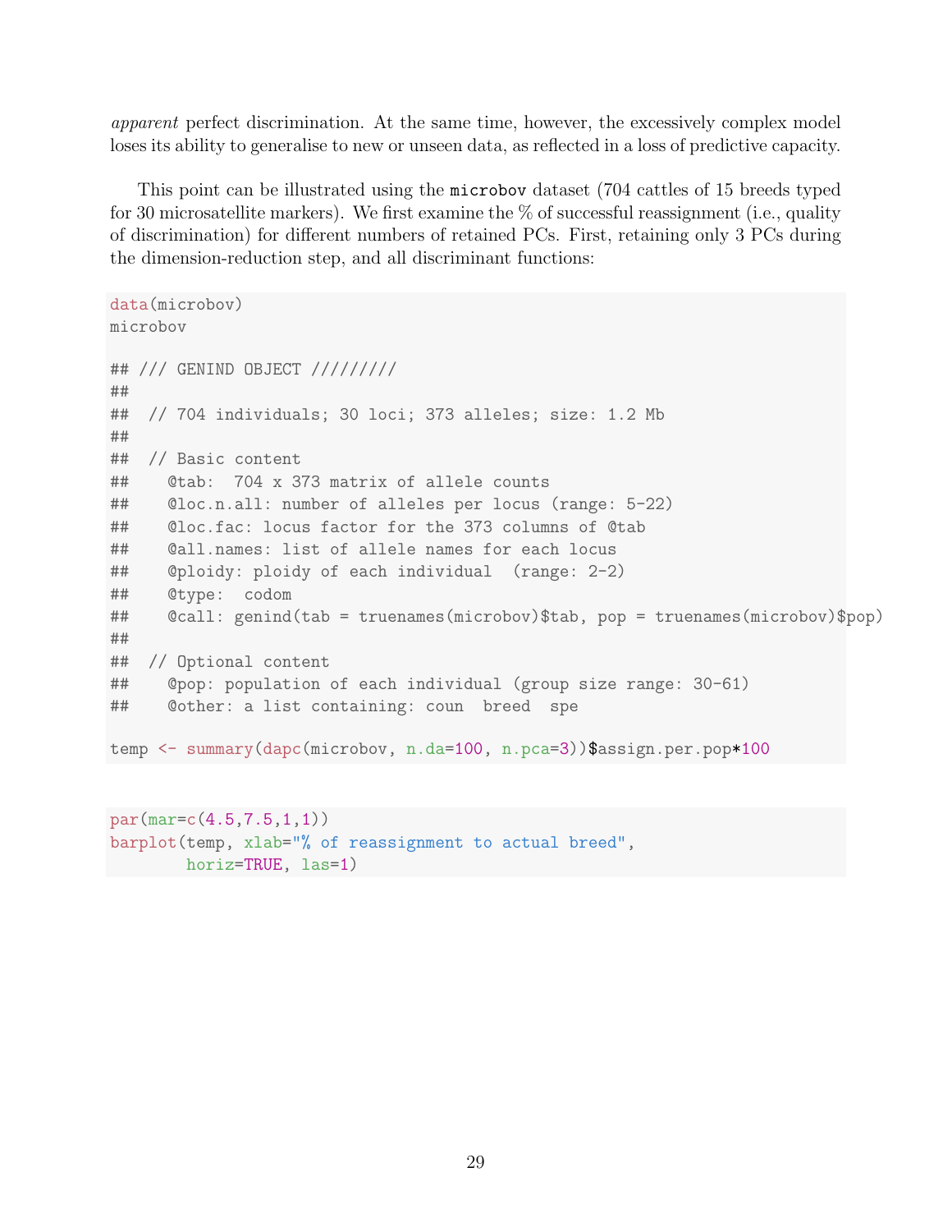*apparent* perfect discrimination. At the same time, however, the excessively complex model loses its ability to generalise to new or unseen data, as reflected in a loss of predictive capacity.

This point can be illustrated using the `microbov` dataset (704 cattles of 15 breeds typed for 30 microsatellite markers). We first examine the % of successful reassignment (i.e., quality of discrimination) for different numbers of retained PCs. First, retaining only 3 PCs during the dimension-reduction step, and all discriminant functions:

```
data(microbov)
microbov

## /// GENIND OBJECT /////////
##
##  // 704 individuals; 30 loci; 373 alleles; size: 1.2 Mb
##
##  // Basic content
##    @tab:  704 x 373 matrix of allele counts
##    @loc.n.all: number of alleles per locus (range: 5-22)
##    @loc.fac: locus factor for the 373 columns of @tab
##    @all.names: list of allele names for each locus
##    @ploidy: ploidy of each individual  (range: 2-2)
##    @type:  codom
##    @call: genind(tab = truenames(microbov)$tab, pop = truenames(microbov)$pop)
##
##  // Optional content
##    @pop: population of each individual (group size range: 30-61)
##    @other: a list containing: coun  breed  spe

temp <- summary(dapc(microbov, n.da=100, n.pca=3))$assign.per.pop*100
```

```
par(mar=c(4.5,7.5,1,1))
barplot(temp, xlab="% of reassignment to actual breed",
        horiz=TRUE, las=1)
```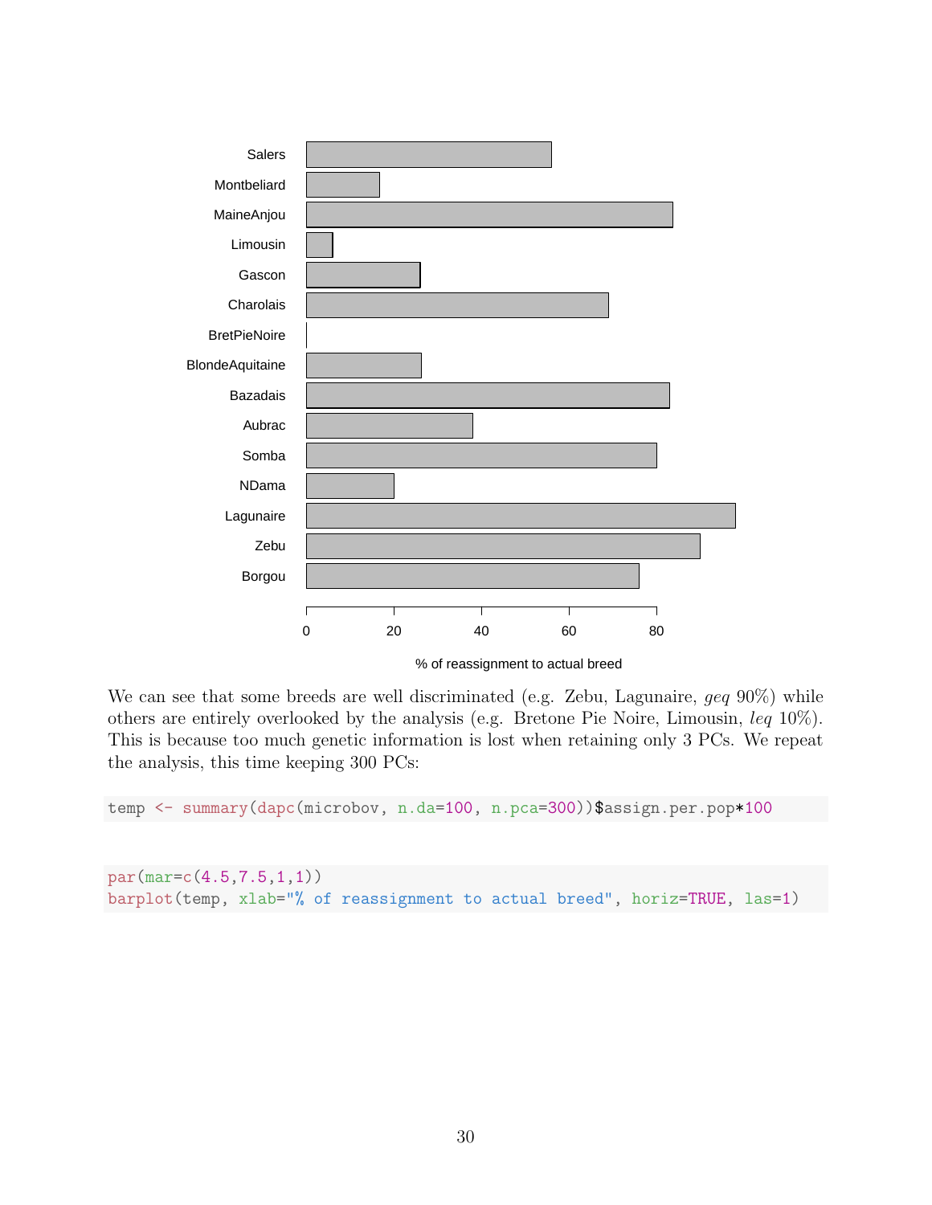We can see that some breeds are well discriminated (e.g. Zebu, Lagunaire, *geq* 90%) while others are entirely overlooked by the analysis (e.g. Bretone Pie Noire, Limousin, *leq* 10%). This is because too much genetic information is lost when retaining only 3 PCs. We repeat the analysis, this time keeping 300 PCs:

```
temp <- summary(dapc(microbov, n.da=100, n.pca=300))$assign.per.pop*100
```

```
par(mar=c(4.5,7.5,1,1))
barplot(temp, xlab="% of reassignment to actual breed", horiz=TRUE, las=1)
```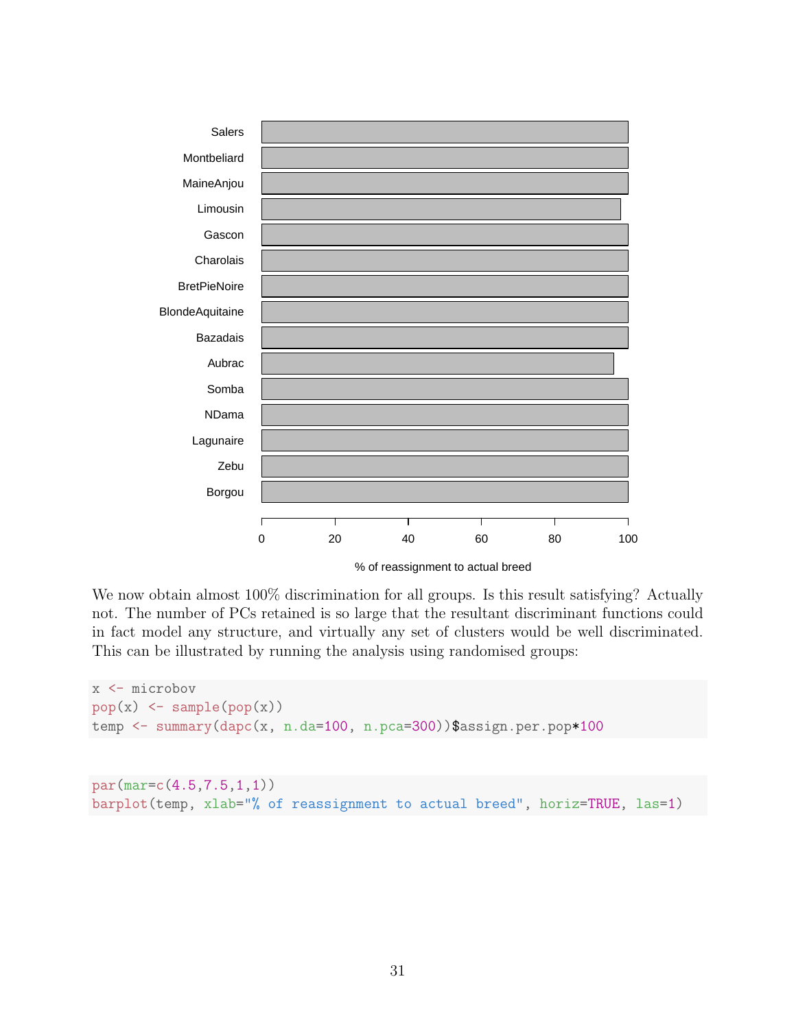We now obtain almost 100% discrimination for all groups. Is this result satisfying? Actually not. The number of PCs retained is so large that the resultant discriminant functions could in fact model any structure, and virtually any set of clusters would be well discriminated. This can be illustrated by running the analysis using randomised groups:

```
x <- microbov
pop(x) <- sample(pop(x))
temp <- summary(dapc(x, n.da=100, n.pca=300))$assign.per.pop*100
```

```
par(mar=c(4.5,7.5,1,1))
barplot(temp, xlab="% of reassignment to actual breed", horiz=TRUE, las=1)
```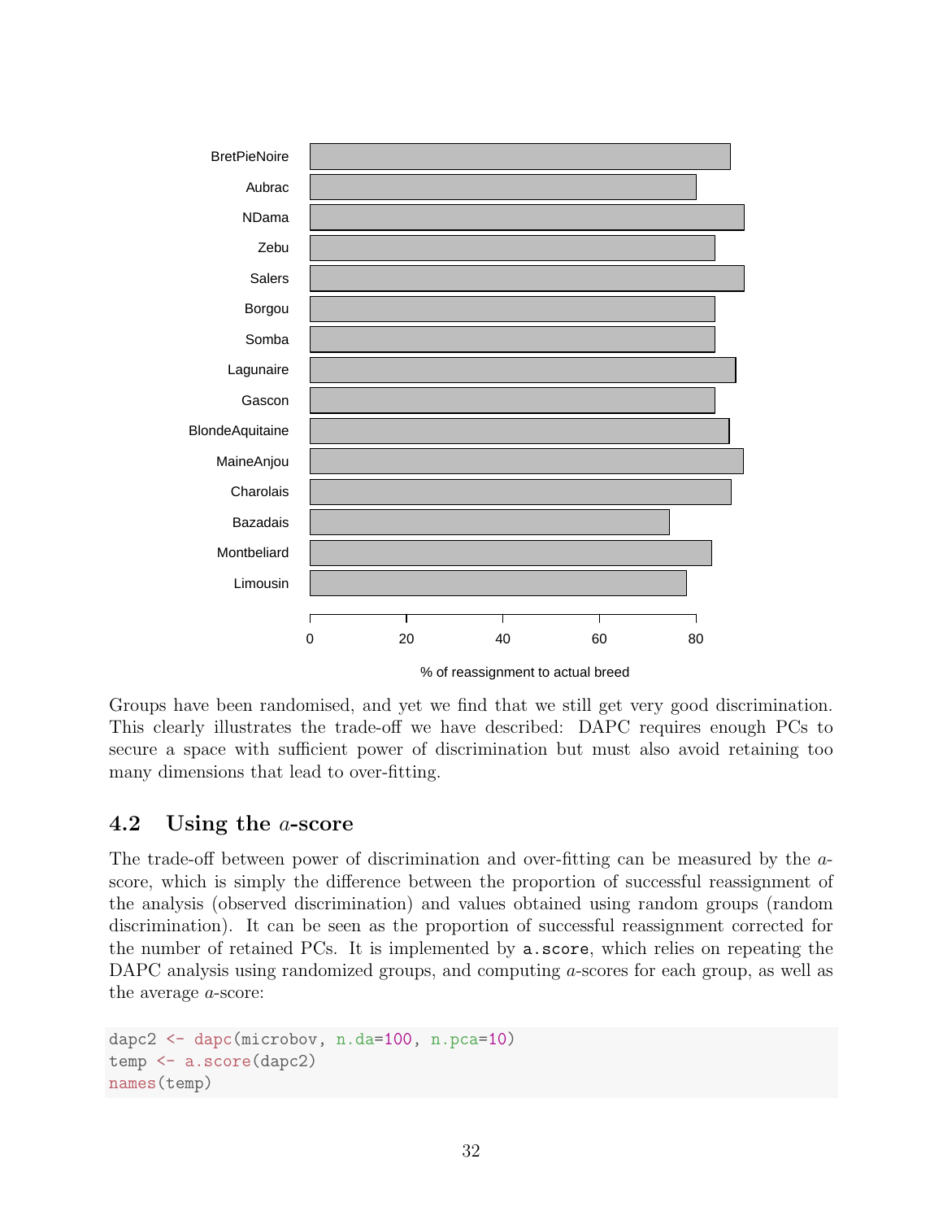Groups have been randomised, and yet we find that we still get very good discrimination. This clearly illustrates the trade-off we have described: DAPC requires enough PCs to secure a space with sufficient power of discrimination but must also avoid retaining too many dimensions that lead to over-fitting.

## 4.2 Using the $a$-score

The trade-off between power of discrimination and over-fitting can be measured by the $a$-score, which is simply the difference between the proportion of successful reassignment of the analysis (observed discrimination) and values obtained using random groups (random discrimination). It can be seen as the proportion of successful reassignment corrected for the number of retained PCs. It is implemented by `a.score`, which relies on repeating the DAPC analysis using randomized groups, and computing $a$-scores for each group, as well as the average $a$-score:

```
dapc2 <- dapc(microbov, n.da=100, n.pca=10)
temp <- a.score(dapc2)
names(temp)
```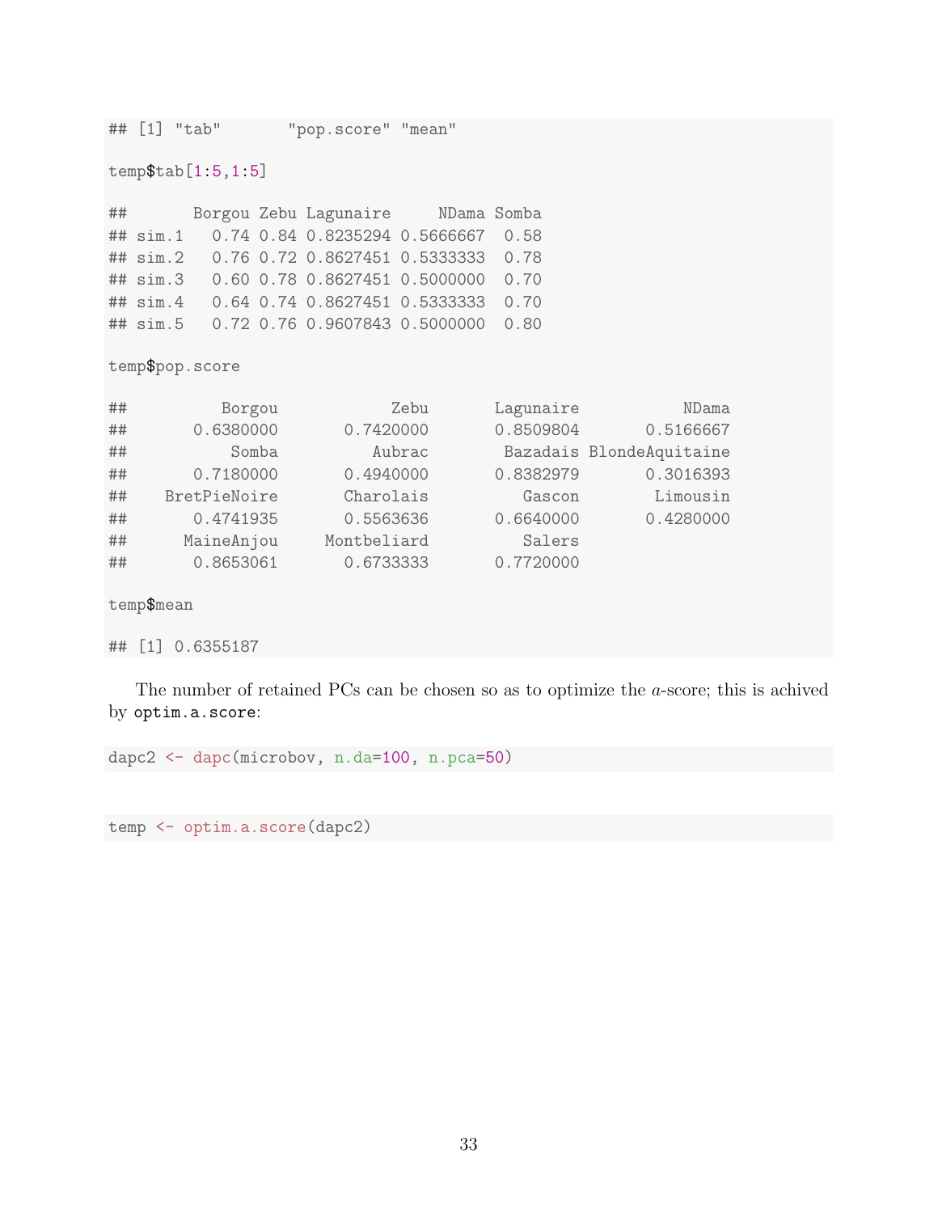```
## [1] "tab"       "pop.score" "mean"
```

```
temp$tab[1:5,1:5]
```

```
##       Borgou Zebu Lagunaire     NDama Somba
## sim.1   0.74 0.84 0.8235294 0.5666667  0.58
## sim.2   0.76 0.72 0.8627451 0.5333333  0.78
## sim.3   0.60 0.78 0.8627451 0.5000000  0.70
## sim.4   0.64 0.74 0.8627451 0.5333333  0.70
## sim.5   0.72 0.76 0.9607843 0.5000000  0.80
```

```
temp$pop.score
```

```
##          Borgou            Zebu       Lagunaire           NDama
##       0.6380000       0.7420000       0.8509804       0.5166667
##           Somba          Aubrac        Bazadais BlondeAquitaine
##       0.7180000       0.4940000       0.8382979       0.3016393
##     BretPieNoire       Charolais          Gascon        Limousin
##       0.4741935       0.5563636       0.6640000       0.4280000
##      MaineAnjou     Montbeliard          Salers
##       0.8653061       0.6733333       0.7720000
```

```
temp$mean
```

```
## [1] 0.6355187
```

The number of retained PCs can be chosen so as to optimize the *a*-score; this is achived by `optim.a.score`:

```
dapc2 <- dapc(microbov, n.da=100, n.pca=50)
```

```
temp <- optim.a.score(dapc2)
```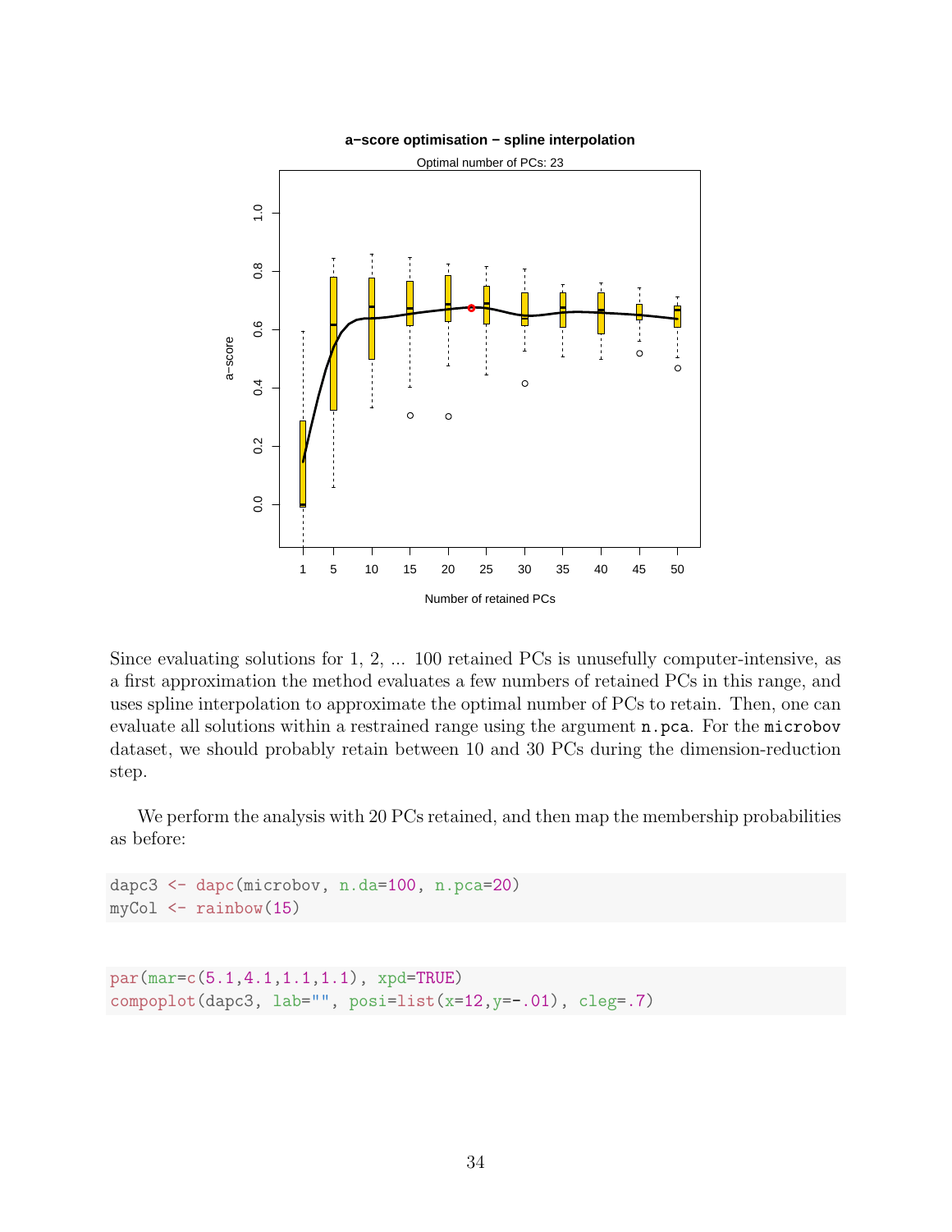Since evaluating solutions for 1, 2, ... 100 retained PCs is unusefully computer-intensive, as a first approximation the method evaluates a few numbers of retained PCs in this range, and uses spline interpolation to approximate the optimal number of PCs to retain. Then, one can evaluate all solutions within a restrained range using the argument `n.pca`. For the `microbov` dataset, we should probably retain between 10 and 30 PCs during the dimension-reduction step.

We perform the analysis with 20 PCs retained, and then map the membership probabilities as before:

```
dapc3 <- dapc(microbov, n.da=100, n.pca=20)
myCol <- rainbow(15)
```

```
par(mar=c(5.1,4.1,1.1,1.1), xpd=TRUE)
compoplot(dapc3, lab="", posi=list(x=12,y=-.01), cleg=.7)
```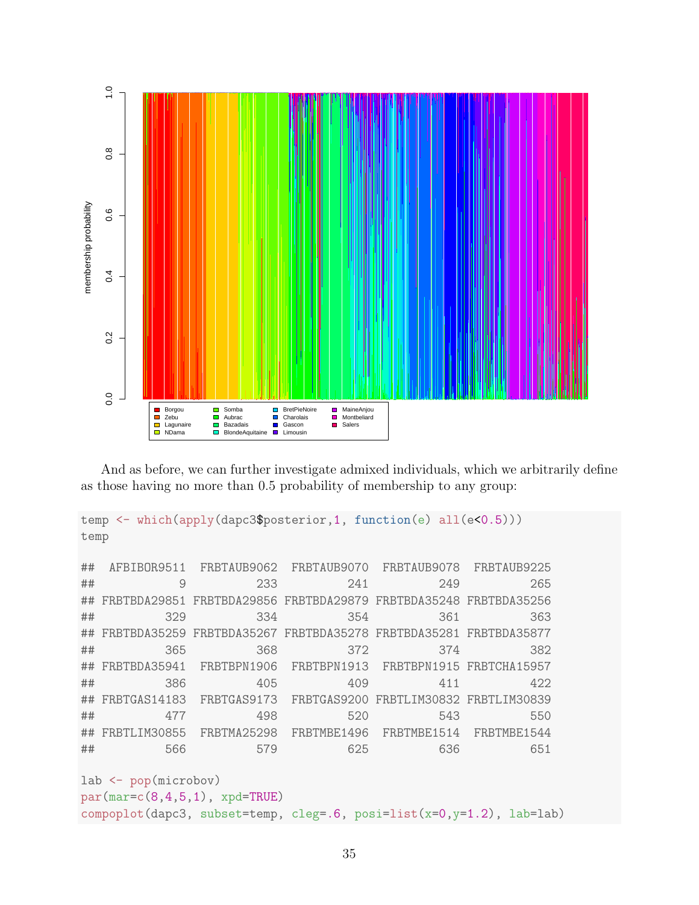And as before, we can further investigate admixed individuals, which we arbitrarily define as those having no more than 0.5 probability of membership to any group:

```
temp <- which(apply(dapc3$posterior,1, function(e) all(e<0.5)))
temp

##  AFBIBOR9511  FRBTAUB9062  FRBTAUB9070  FRBTAUB9078  FRBTAUB9225
##            9          233          241          249          265
## FRBTBDA29851 FRBTBDA29856 FRBTBDA29879 FRBTBDA35248 FRBTBDA35256
##          329          334          354          361          363
## FRBTBDA35259 FRBTBDA35267 FRBTBDA35278 FRBTBDA35281 FRBTBDA35877
##          365          368          372          374          382
## FRBTBDA35941  FRBTBPN1906  FRBTBPN1913  FRBTBPN1915 FRBTCHA15957
##          386          405          409          411          422
## FRBTGAS14183  FRBTGAS9173  FRBTGAS9200 FRBTLIM30832 FRBTLIM30839
##          477          498          520          543          550
## FRBTLIM30855  FRBTMA25298  FRBTMBE1496  FRBTMBE1514  FRBTMBE1544
##          566          579          625          636          651

lab <- pop(microbov)
par(mar=c(8,4,5,1), xpd=TRUE)
compoplot(dapc3, subset=temp, cleg=.6, posi=list(x=0,y=1.2), lab=lab)
```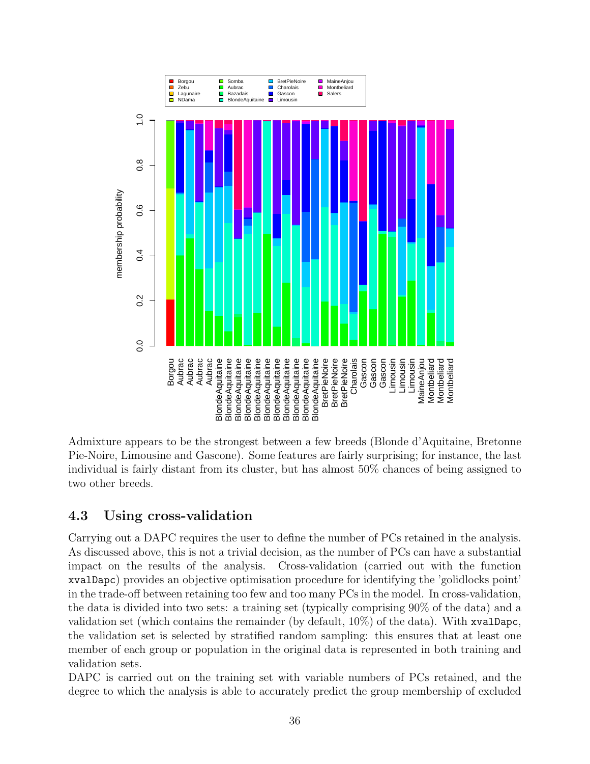Admixture appears to be the strongest between a few breeds (Blonde d'Aquitaine, Bretonne Pie-Noire, Limousine and Gascone). Some features are fairly surprising; for instance, the last individual is fairly distant from its cluster, but has almost 50% chances of being assigned to two other breeds.

## 4.3 Using cross-validation

Carrying out a DAPC requires the user to define the number of PCs retained in the analysis. As discussed above, this is not a trivial decision, as the number of PCs can have a substantial impact on the results of the analysis. Cross-validation (carried out with the function `xvalDapc`) provides an objective optimisation procedure for identifying the 'golidlocks point' in the trade-off between retaining too few and too many PCs in the model. In cross-validation, the data is divided into two sets: a training set (typically comprising 90% of the data) and a validation set (which contains the remainder (by default, 10%) of the data). With `xvalDapc`, the validation set is selected by stratified random sampling: this ensures that at least one member of each group or population in the original data is represented in both training and validation sets.

DAPC is carried out on the training set with variable numbers of PCs retained, and the degree to which the analysis is able to accurately predict the group membership of excluded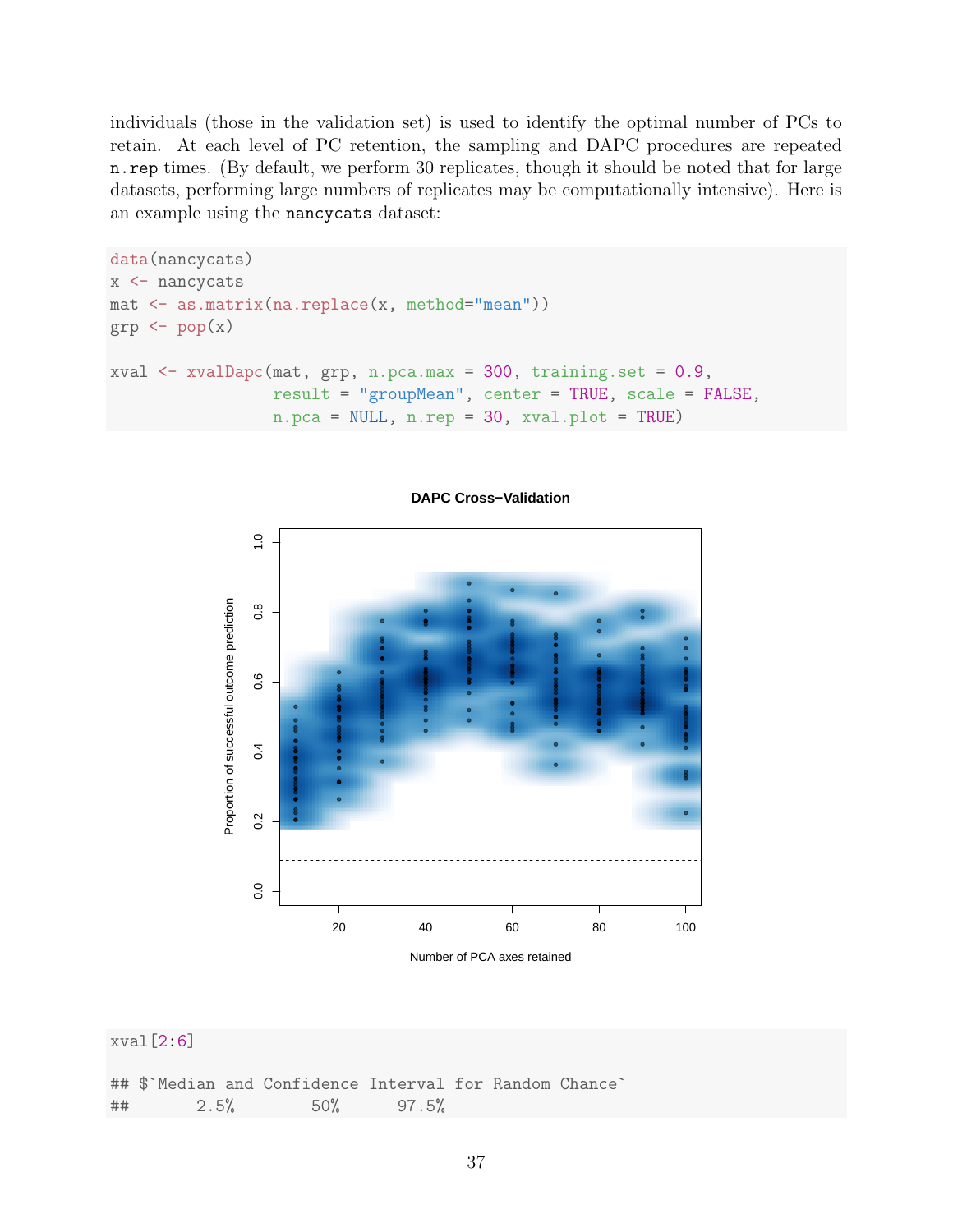individuals (those in the validation set) is used to identify the optimal number of PCs to retain. At each level of PC retention, the sampling and DAPC procedures are repeated `n.rep` times. (By default, we perform 30 replicates, though it should be noted that for large datasets, performing large numbers of replicates may be computationally intensive). Here is an example using the `nancycats` dataset:

```
data(nancycats)
x <- nancycats
mat <- as.matrix(na.replace(x, method="mean"))
grp <- pop(x)

xval <- xvalDapc(mat, grp, n.pca.max = 300, training.set = 0.9,
                 result = "groupMean", center = TRUE, scale = FALSE,
                 n.pca = NULL, n.rep = 30, xval.plot = TRUE)
```

```
xval[2:6]

## $`Median and Confidence Interval for Random Chance`
##       2.5%        50%      97.5%
```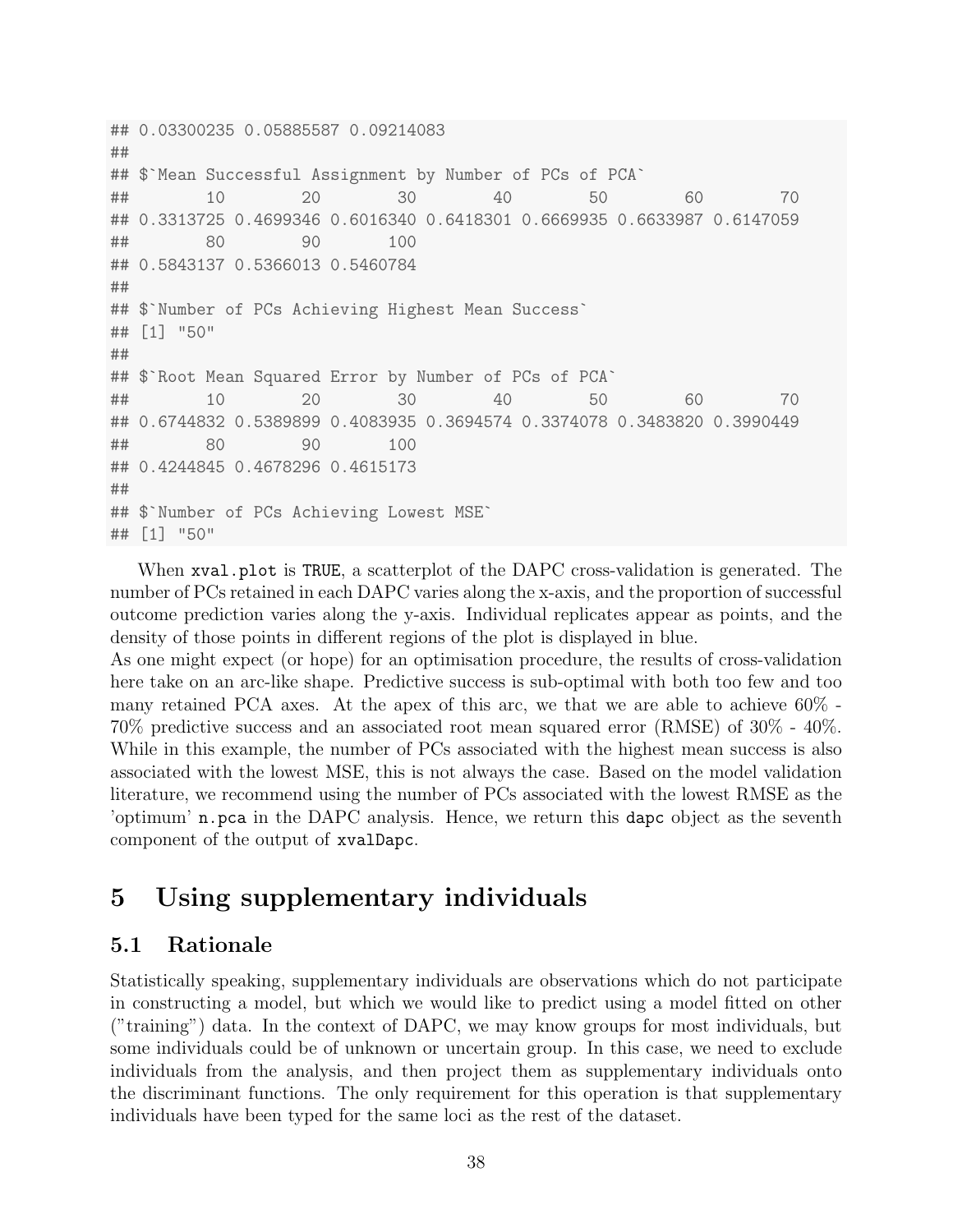```
## 0.03300235 0.05885587 0.09214083
##
## $`Mean Successful Assignment by Number of PCs of PCA`
##        10        20        30        40        50        60        70
## 0.3313725 0.4699346 0.6016340 0.6418301 0.6669935 0.6633987 0.6147059
##        80        90       100
## 0.5843137 0.5366013 0.5460784
##
## $`Number of PCs Achieving Highest Mean Success`
## [1] "50"
##
## $`Root Mean Squared Error by Number of PCs of PCA`
##        10        20        30        40        50        60        70
## 0.6744832 0.5389899 0.4083935 0.3694574 0.3374078 0.3483820 0.3990449
##        80        90       100
## 0.4244845 0.4678296 0.4615173
##
## $`Number of PCs Achieving Lowest MSE`
## [1] "50"
```

When `xval.plot` is `TRUE`, a scatterplot of the DAPC cross-validation is generated. The number of PCs retained in each DAPC varies along the x-axis, and the proportion of successful outcome prediction varies along the y-axis. Individual replicates appear as points, and the density of those points in different regions of the plot is displayed in blue.

As one might expect (or hope) for an optimisation procedure, the results of cross-validation here take on an arc-like shape. Predictive success is sub-optimal with both too few and too many retained PCA axes. At the apex of this arc, we that we are able to achieve 60% - 70% predictive success and an associated root mean squared error (RMSE) of 30% - 40%. While in this example, the number of PCs associated with the highest mean success is also associated with the lowest MSE, this is not always the case. Based on the model validation literature, we recommend using the number of PCs associated with the lowest RMSE as the 'optimum' `n.pca` in the DAPC analysis. Hence, we return this `dapc` object as the seventh component of the output of `xvalDapc`.

# 5 Using supplementary individuals

## 5.1 Rationale

Statistically speaking, supplementary individuals are observations which do not participate in constructing a model, but which we would like to predict using a model fitted on other ("training") data. In the context of DAPC, we may know groups for most individuals, but some individuals could be of unknown or uncertain group. In this case, we need to exclude individuals from the analysis, and then project them as supplementary individuals onto the discriminant functions. The only requirement for this operation is that supplementary individuals have been typed for the same loci as the rest of the dataset.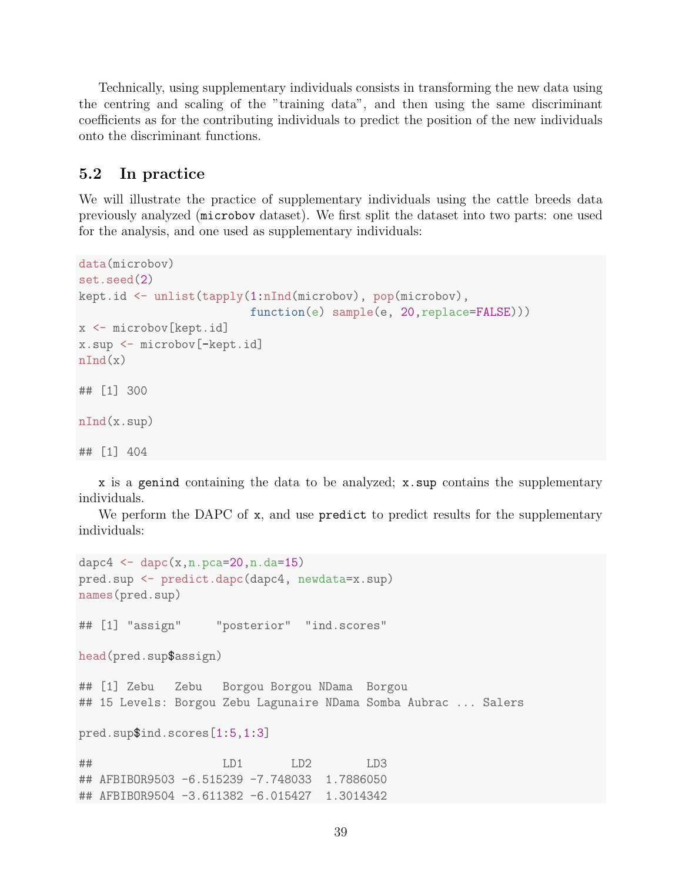Technically, using supplementary individuals consists in transforming the new data using the centring and scaling of the "training data", and then using the same discriminant coefficients as for the contributing individuals to predict the position of the new individuals onto the discriminant functions.

## 5.2 In practice

We will illustrate the practice of supplementary individuals using the cattle breeds data previously analyzed (`microbov` dataset). We first split the dataset into two parts: one used for the analysis, and one used as supplementary individuals:

```
data(microbov)
set.seed(2)
kept.id <- unlist(tapply(1:nInd(microbov), pop(microbov),
                         function(e) sample(e, 20,replace=FALSE)))
x <- microbov[kept.id]
x.sup <- microbov[-kept.id]
nInd(x)

## [1] 300

nInd(x.sup)

## [1] 404
```

`x` is a `genind` containing the data to be analyzed; `x.sup` contains the supplementary individuals.

We perform the DAPC of `x`, and use `predict` to predict results for the supplementary individuals:

```
dapc4 <- dapc(x,n.pca=20,n.da=15)
pred.sup <- predict.dapc(dapc4, newdata=x.sup)
names(pred.sup)

## [1] "assign"     "posterior"  "ind.scores"

head(pred.sup$assign)

## [1] Zebu   Zebu   Borgou Borgou NDama  Borgou
## 15 Levels: Borgou Zebu Lagunaire NDama Somba Aubrac ... Salers

pred.sup$ind.scores[1:5,1:3]

##                   LD1       LD2        LD3
## AFBIBOR9503 -6.515239 -7.748033  1.7886050
## AFBIBOR9504 -3.611382 -6.015427  1.3014342
```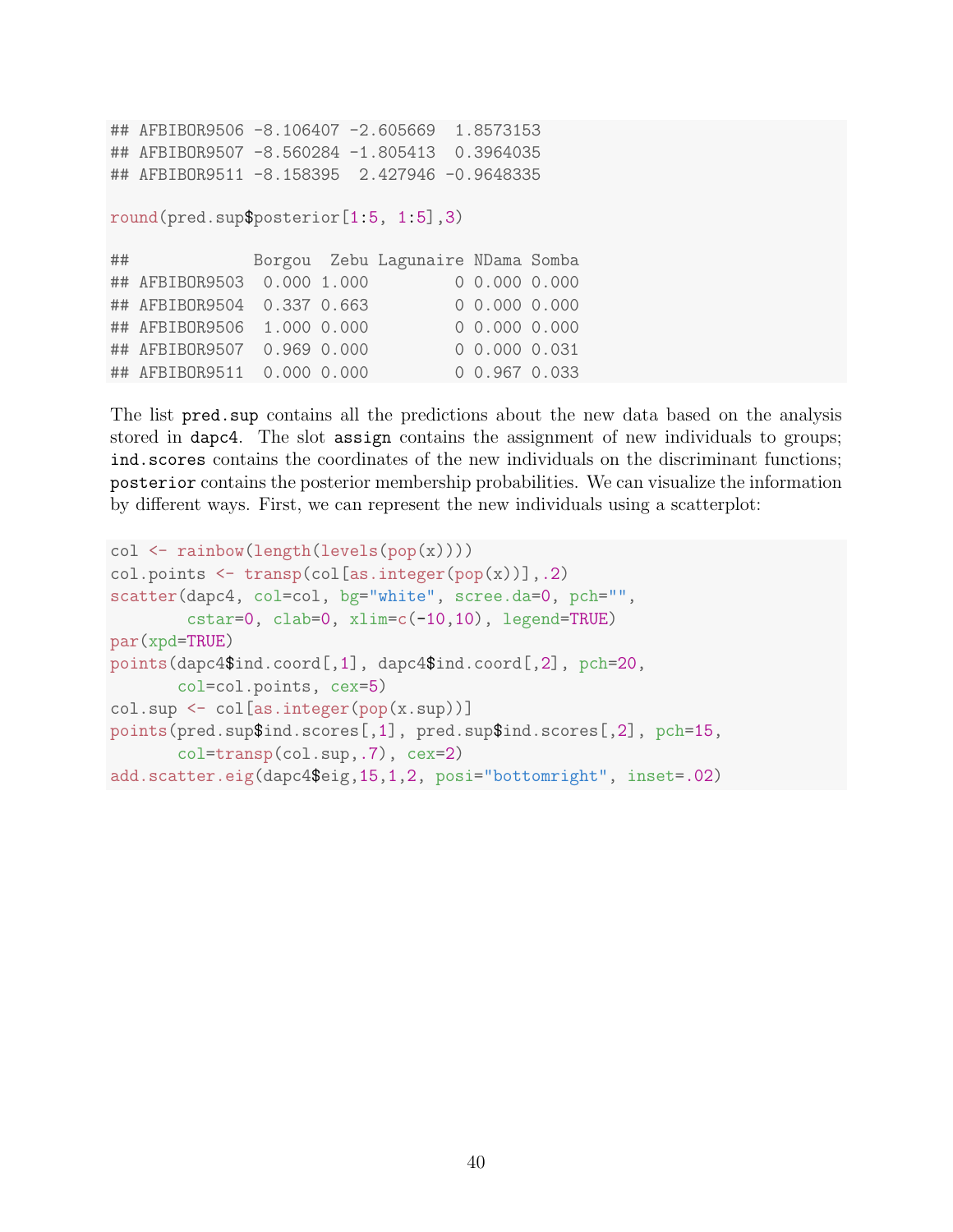```
## AFBIBOR9506 -8.106407 -2.605669  1.8573153
## AFBIBOR9507 -8.560284 -1.805413  0.3964035
## AFBIBOR9511 -8.158395  2.427946 -0.9648335
```

```
round(pred.sup$posterior[1:5, 1:5],3)
```

```
##             Borgou  Zebu Lagunaire NDama Somba
## AFBIBOR9503  0.000 1.000         0 0.000 0.000
## AFBIBOR9504  0.337 0.663         0 0.000 0.000
## AFBIBOR9506  1.000 0.000         0 0.000 0.000
## AFBIBOR9507  0.969 0.000         0 0.000 0.031
## AFBIBOR9511  0.000 0.000         0 0.967 0.033
```

The list `pred.sup` contains all the predictions about the new data based on the analysis stored in `dapc4`. The slot `assign` contains the assignment of new individuals to groups; `ind.scores` contains the coordinates of the new individuals on the discriminant functions; `posterior` contains the posterior membership probabilities. We can visualize the information by different ways. First, we can represent the new individuals using a scatterplot:

```
col <- rainbow(length(levels(pop(x))))
col.points <- transp(col[as.integer(pop(x))],.2)
scatter(dapc4, col=col, bg="white", scree.da=0, pch="",
        cstar=0, clab=0, xlim=c(-10,10), legend=TRUE)
par(xpd=TRUE)
points(dapc4$ind.coord[,1], dapc4$ind.coord[,2], pch=20,
       col=col.points, cex=5)
col.sup <- col[as.integer(pop(x.sup))]
points(pred.sup$ind.scores[,1], pred.sup$ind.scores[,2], pch=15,
       col=transp(col.sup,.7), cex=2)
add.scatter.eig(dapc4$eig,15,1,2, posi="bottomright", inset=.02)
```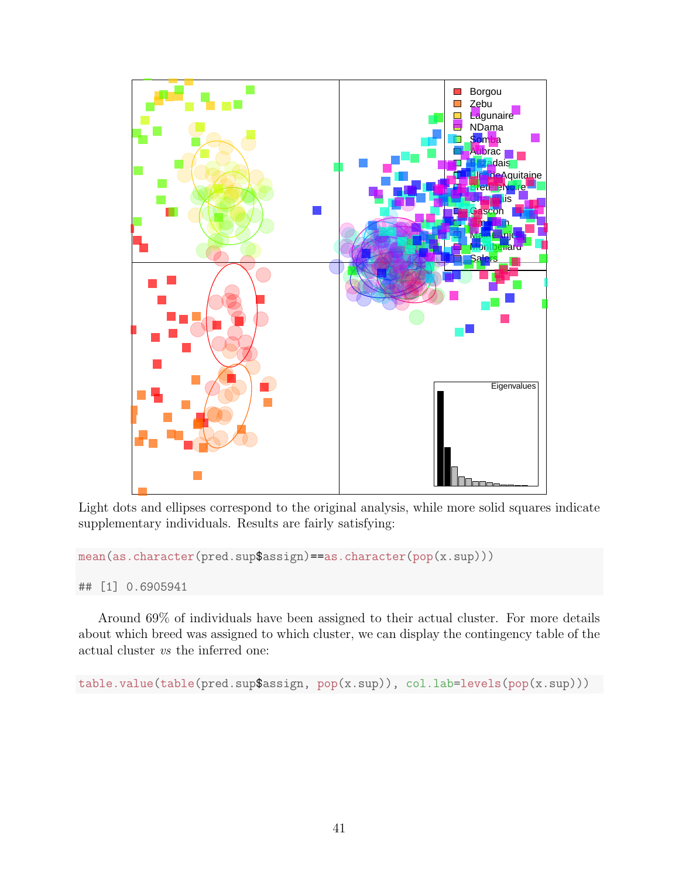Light dots and ellipses correspond to the original analysis, while more solid squares indicate supplementary individuals. Results are fairly satisfying:

```
mean(as.character(pred.sup$assign)==as.character(pop(x.sup)))

## [1] 0.6905941
```

Around 69% of individuals have been assigned to their actual cluster. For more details about which breed was assigned to which cluster, we can display the contingency table of the actual cluster *vs* the inferred one:

```
table.value(table(pred.sup$assign, pop(x.sup)), col.lab=levels(pop(x.sup)))
```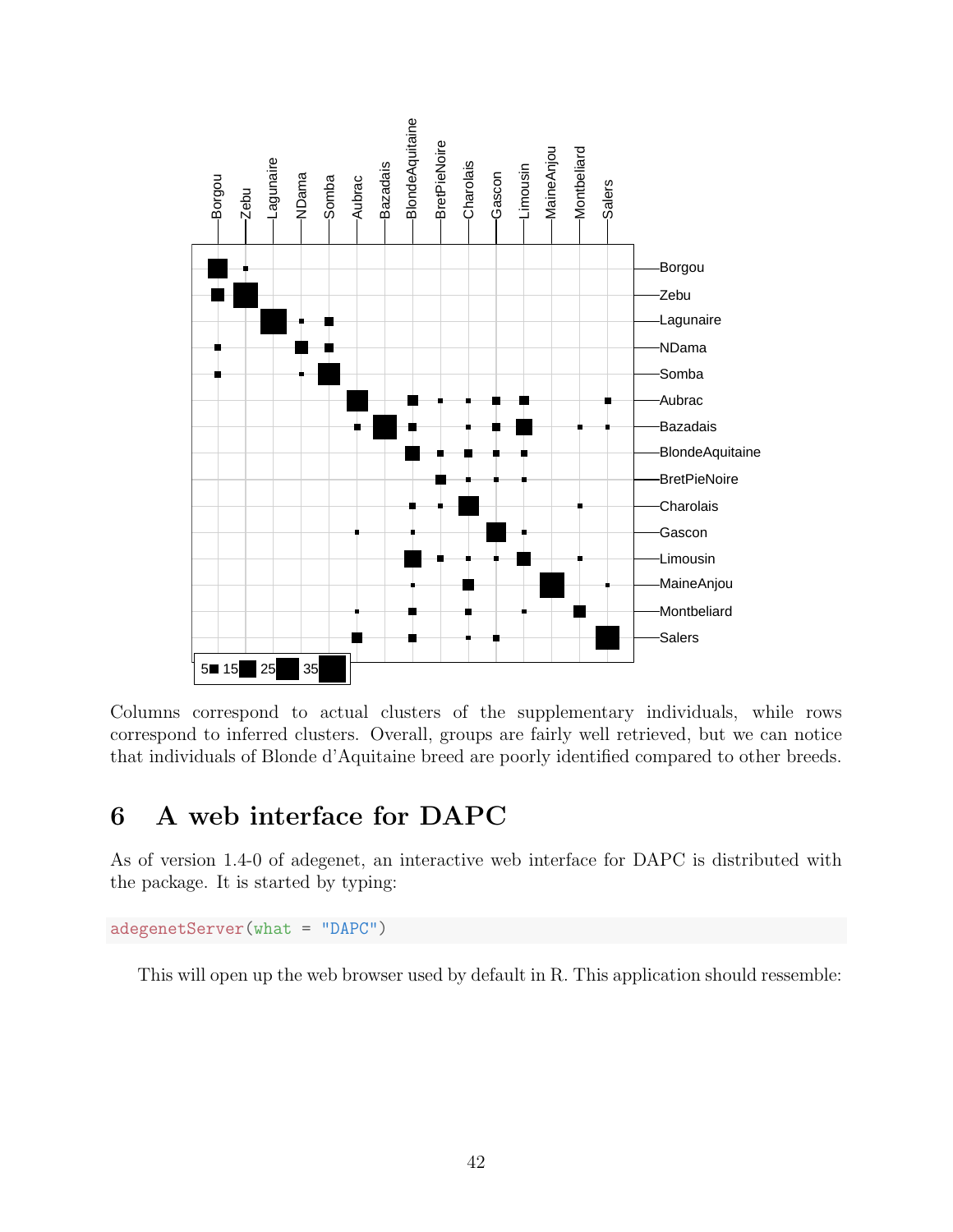Columns correspond to actual clusters of the supplementary individuals, while rows correspond to inferred clusters. Overall, groups are fairly well retrieved, but we can notice that individuals of Blonde d'Aquitaine breed are poorly identified compared to other breeds.

## 6 A web interface for DAPC

As of version 1.4-0 of adegenet, an interactive web interface for DAPC is distributed with the package. It is started by typing:

```
adegenetServer(what = "DAPC")
```

This will open up the web browser used by default in R. This application should ressemble: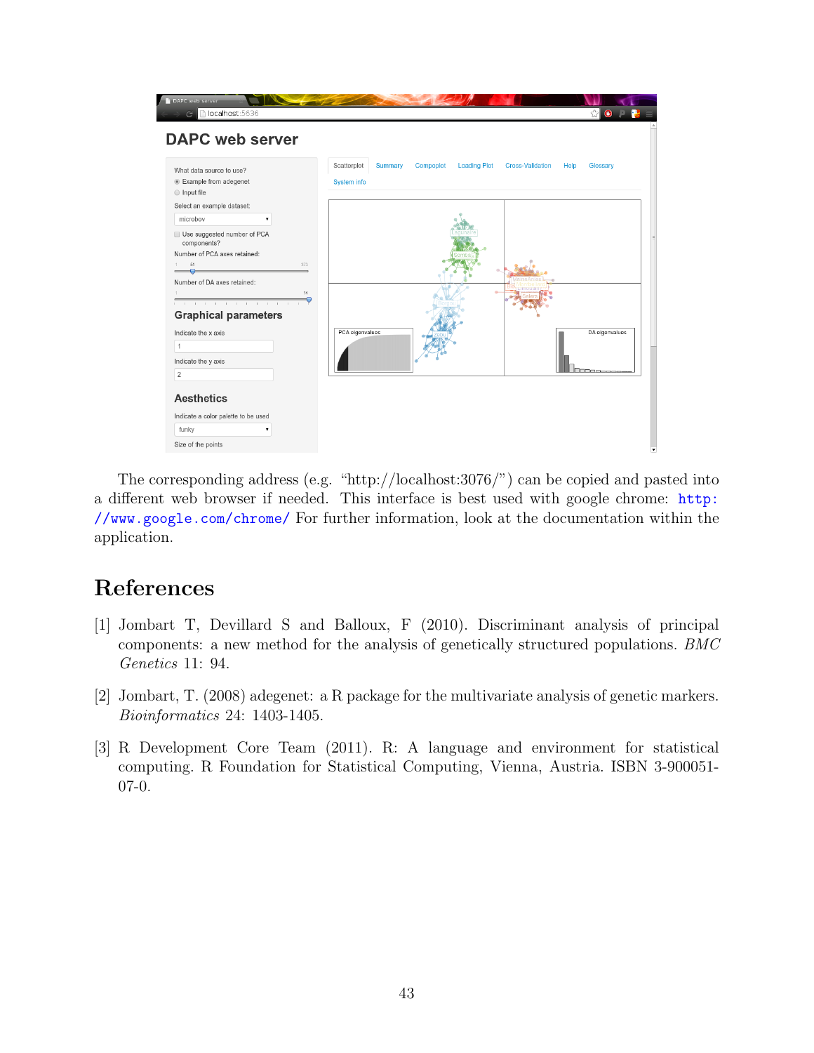The corresponding address (e.g. "http://localhost:3076/") can be copied and pasted into a different web browser if needed. This interface is best used with google chrome: http://www.google.com/chrome/ For further information, look at the documentation within the application.

# References

[1] Jombart T, Devillard S and Balloux, F (2010). Discriminant analysis of principal components: a new method for the analysis of genetically structured populations. *BMC Genetics* 11: 94.

[2] Jombart, T. (2008) adegenet: a R package for the multivariate analysis of genetic markers. *Bioinformatics* 24: 1403-1405.

[3] R Development Core Team (2011). R: A language and environment for statistical computing. R Foundation for Statistical Computing, Vienna, Austria. ISBN 3-900051-07-0.